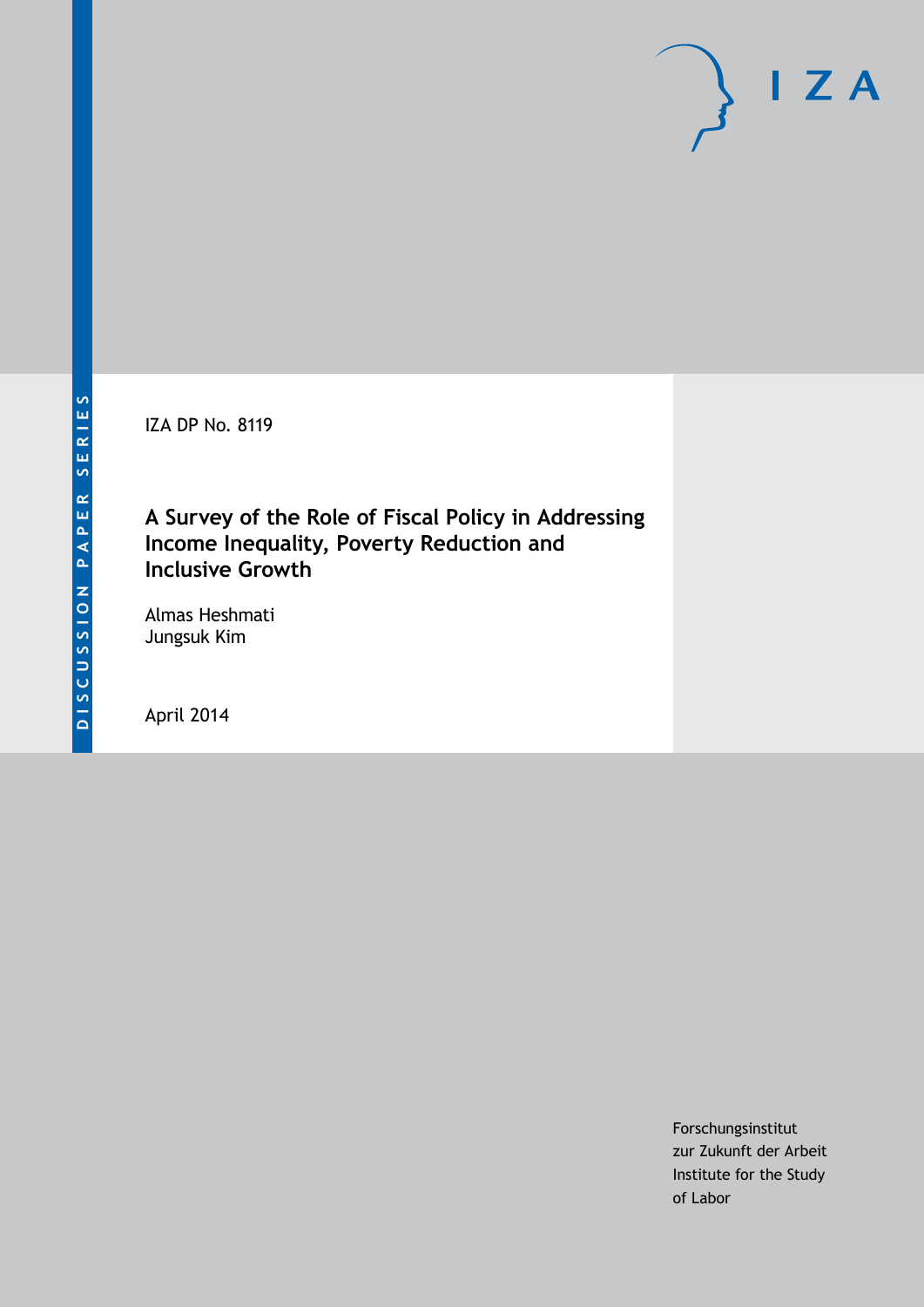DISCUSSION PAPER SERIES

IZA

IZA DP No. 8119

# A Survey of the Role of Fiscal Policy in Addressing Income Inequality, Poverty Reduction and Inclusive Growth

Almas Heshmati
Jungsuk Kim

April 2014

Forschungsinstitut
zur Zukunft der Arbeit
Institute for the Study
of Labor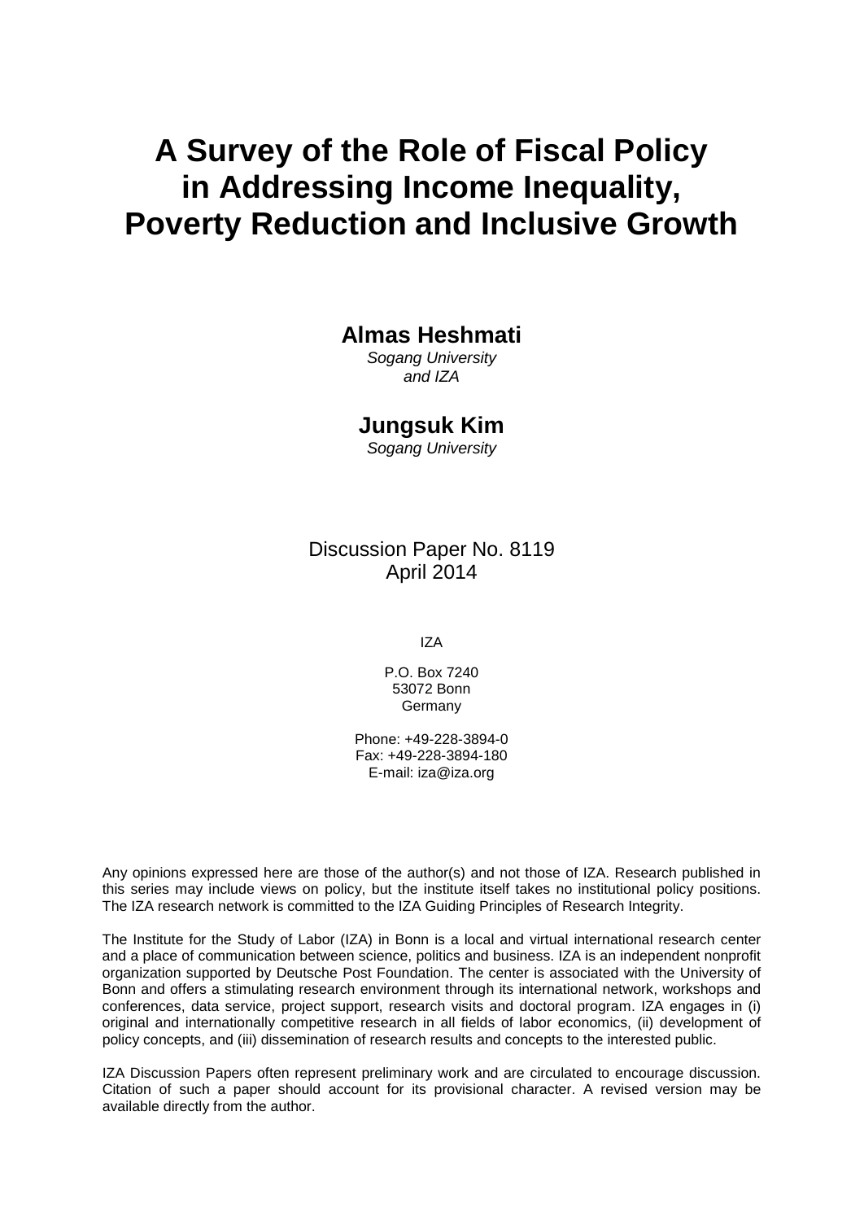# A Survey of the Role of Fiscal Policy in Addressing Income Inequality, Poverty Reduction and Inclusive Growth

**Almas Heshmati**

*Sogang University and IZA*

**Jungsuk Kim**

*Sogang University*

Discussion Paper No. 8119
April 2014

IZA

P.O. Box 7240
53072 Bonn
Germany

Phone: +49-228-3894-0
Fax: +49-228-3894-180
E-mail: iza@iza.org

Any opinions expressed here are those of the author(s) and not those of IZA. Research published in this series may include views on policy, but the institute itself takes no institutional policy positions. The IZA research network is committed to the IZA Guiding Principles of Research Integrity.

The Institute for the Study of Labor (IZA) in Bonn is a local and virtual international research center and a place of communication between science, politics and business. IZA is an independent nonprofit organization supported by Deutsche Post Foundation. The center is associated with the University of Bonn and offers a stimulating research environment through its international network, workshops and conferences, data service, project support, research visits and doctoral program. IZA engages in (i) original and internationally competitive research in all fields of labor economics, (ii) development of policy concepts, and (iii) dissemination of research results and concepts to the interested public.

IZA Discussion Papers often represent preliminary work and are circulated to encourage discussion. Citation of such a paper should account for its provisional character. A revised version may be available directly from the author.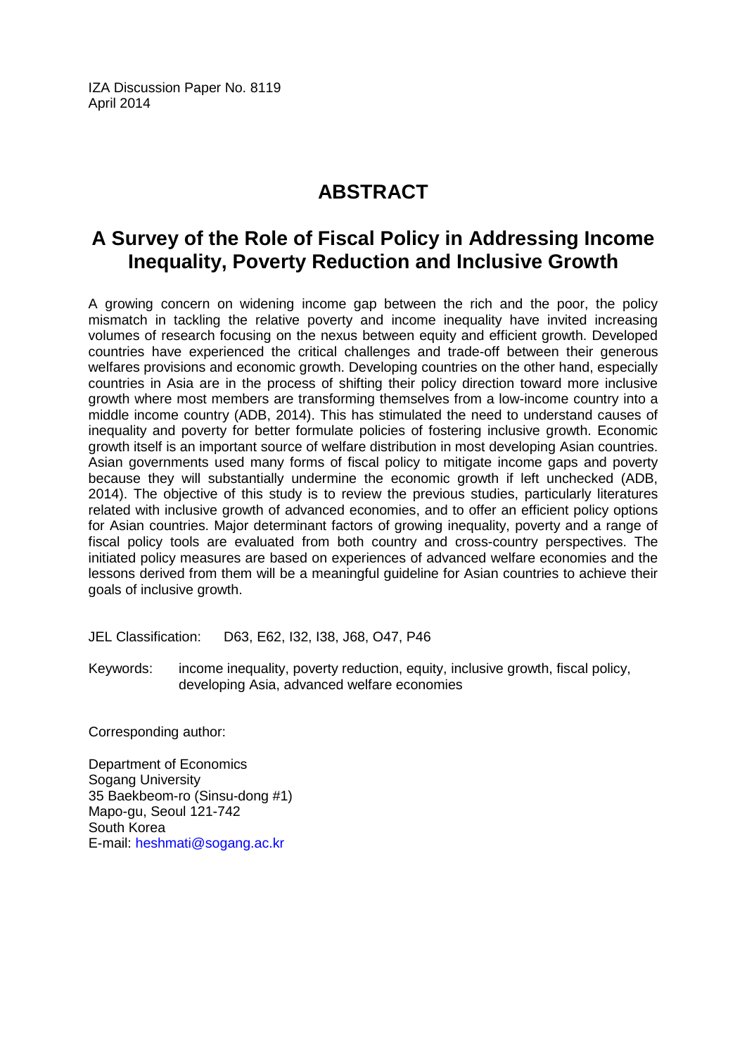IZA Discussion Paper No. 8119
April 2014

# ABSTRACT

## A Survey of the Role of Fiscal Policy in Addressing Income Inequality, Poverty Reduction and Inclusive Growth

A growing concern on widening income gap between the rich and the poor, the policy mismatch in tackling the relative poverty and income inequality have invited increasing volumes of research focusing on the nexus between equity and efficient growth. Developed countries have experienced the critical challenges and trade-off between their generous welfares provisions and economic growth. Developing countries on the other hand, especially countries in Asia are in the process of shifting their policy direction toward more inclusive growth where most members are transforming themselves from a low-income country into a middle income country (ADB, 2014). This has stimulated the need to understand causes of inequality and poverty for better formulate policies of fostering inclusive growth. Economic growth itself is an important source of welfare distribution in most developing Asian countries. Asian governments used many forms of fiscal policy to mitigate income gaps and poverty because they will substantially undermine the economic growth if left unchecked (ADB, 2014). The objective of this study is to review the previous studies, particularly literatures related with inclusive growth of advanced economies, and to offer an efficient policy options for Asian countries. Major determinant factors of growing inequality, poverty and a range of fiscal policy tools are evaluated from both country and cross-country perspectives. The initiated policy measures are based on experiences of advanced welfare economies and the lessons derived from them will be a meaningful guideline for Asian countries to achieve their goals of inclusive growth.

JEL Classification: D63, E62, I32, I38, J68, O47, P46

Keywords: income inequality, poverty reduction, equity, inclusive growth, fiscal policy, developing Asia, advanced welfare economies

Corresponding author:

Department of Economics
Sogang University
35 Baekbeom-ro (Sinsu-dong #1)
Mapo-gu, Seoul 121-742
South Korea
E-mail: heshmati@sogang.ac.kr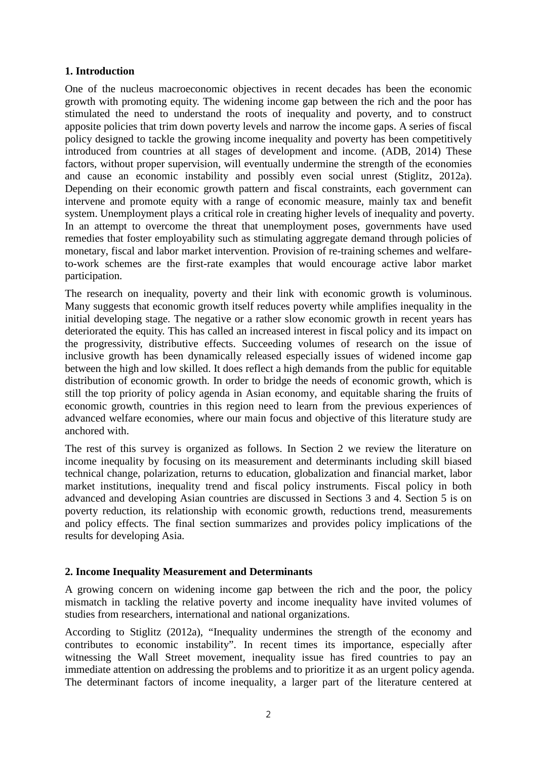## 1. Introduction

One of the nucleus macroeconomic objectives in recent decades has been the economic growth with promoting equity. The widening income gap between the rich and the poor has stimulated the need to understand the roots of inequality and poverty, and to construct apposite policies that trim down poverty levels and narrow the income gaps. A series of fiscal policy designed to tackle the growing income inequality and poverty has been competitively introduced from countries at all stages of development and income. (ADB, 2014) These factors, without proper supervision, will eventually undermine the strength of the economies and cause an economic instability and possibly even social unrest (Stiglitz, 2012a). Depending on their economic growth pattern and fiscal constraints, each government can intervene and promote equity with a range of economic measure, mainly tax and benefit system. Unemployment plays a critical role in creating higher levels of inequality and poverty. In an attempt to overcome the threat that unemployment poses, governments have used remedies that foster employability such as stimulating aggregate demand through policies of monetary, fiscal and labor market intervention. Provision of re-training schemes and welfare-to-work schemes are the first-rate examples that would encourage active labor market participation.

The research on inequality, poverty and their link with economic growth is voluminous. Many suggests that economic growth itself reduces poverty while amplifies inequality in the initial developing stage. The negative or a rather slow economic growth in recent years has deteriorated the equity. This has called an increased interest in fiscal policy and its impact on the progressivity, distributive effects. Succeeding volumes of research on the issue of inclusive growth has been dynamically released especially issues of widened income gap between the high and low skilled. It does reflect a high demands from the public for equitable distribution of economic growth. In order to bridge the needs of economic growth, which is still the top priority of policy agenda in Asian economy, and equitable sharing the fruits of economic growth, countries in this region need to learn from the previous experiences of advanced welfare economies, where our main focus and objective of this literature study are anchored with.

The rest of this survey is organized as follows. In Section 2 we review the literature on income inequality by focusing on its measurement and determinants including skill biased technical change, polarization, returns to education, globalization and financial market, labor market institutions, inequality trend and fiscal policy instruments. Fiscal policy in both advanced and developing Asian countries are discussed in Sections 3 and 4. Section 5 is on poverty reduction, its relationship with economic growth, reductions trend, measurements and policy effects. The final section summarizes and provides policy implications of the results for developing Asia.

## 2. Income Inequality Measurement and Determinants

A growing concern on widening income gap between the rich and the poor, the policy mismatch in tackling the relative poverty and income inequality have invited volumes of studies from researchers, international and national organizations.

According to Stiglitz (2012a), "Inequality undermines the strength of the economy and contributes to economic instability". In recent times its importance, especially after witnessing the Wall Street movement, inequality issue has fired countries to pay an immediate attention on addressing the problems and to prioritize it as an urgent policy agenda. The determinant factors of income inequality, a larger part of the literature centered at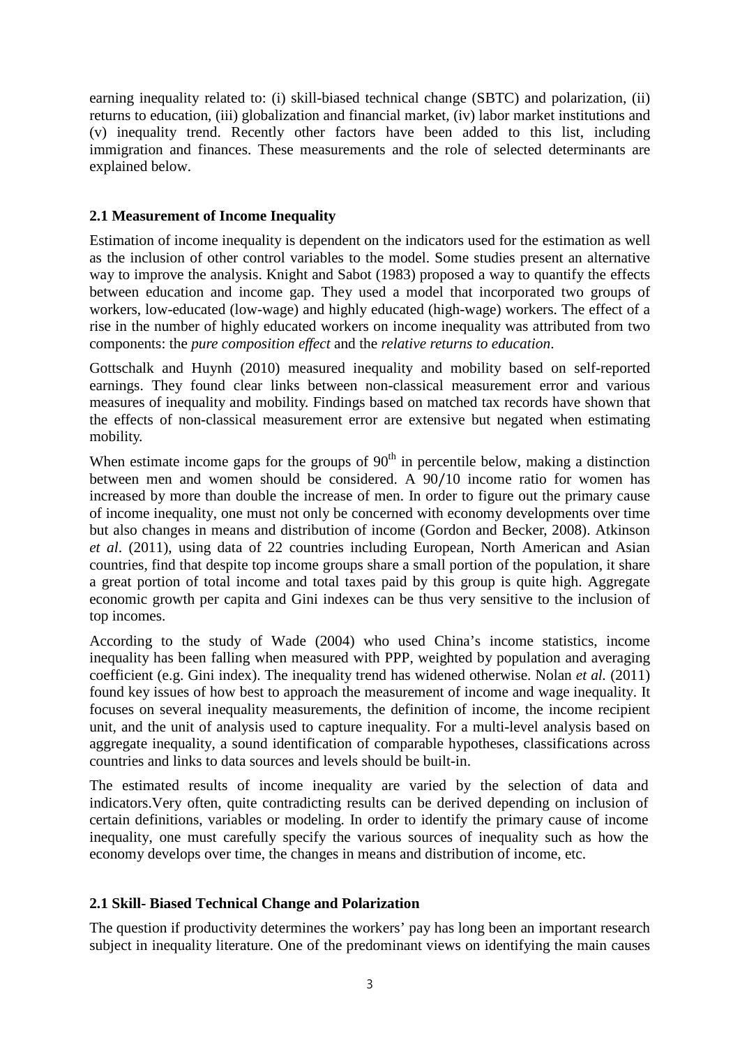earning inequality related to: (i) skill-biased technical change (SBTC) and polarization, (ii) returns to education, (iii) globalization and financial market, (iv) labor market institutions and (v) inequality trend. Recently other factors have been added to this list, including immigration and finances. These measurements and the role of selected determinants are explained below.

## 2.1 Measurement of Income Inequality

Estimation of income inequality is dependent on the indicators used for the estimation as well as the inclusion of other control variables to the model. Some studies present an alternative way to improve the analysis. Knight and Sabot (1983) proposed a way to quantify the effects between education and income gap. They used a model that incorporated two groups of workers, low-educated (low-wage) and highly educated (high-wage) workers. The effect of a rise in the number of highly educated workers on income inequality was attributed from two components: the *pure composition effect* and the *relative returns to education*.

Gottschalk and Huynh (2010) measured inequality and mobility based on self-reported earnings. They found clear links between non-classical measurement error and various measures of inequality and mobility. Findings based on matched tax records have shown that the effects of non-classical measurement error are extensive but negated when estimating mobility.

When estimate income gaps for the groups of $90^{th}$ in percentile below, making a distinction between men and women should be considered. A 90/10 income ratio for women has increased by more than double the increase of men. In order to figure out the primary cause of income inequality, one must not only be concerned with economy developments over time but also changes in means and distribution of income (Gordon and Becker, 2008). Atkinson *et al*. (2011), using data of 22 countries including European, North American and Asian countries, find that despite top income groups share a small portion of the population, it share a great portion of total income and total taxes paid by this group is quite high. Aggregate economic growth per capita and Gini indexes can be thus very sensitive to the inclusion of top incomes.

According to the study of Wade (2004) who used China's income statistics, income inequality has been falling when measured with PPP, weighted by population and averaging coefficient (e.g. Gini index). The inequality trend has widened otherwise. Nolan *et al.* (2011) found key issues of how best to approach the measurement of income and wage inequality. It focuses on several inequality measurements, the definition of income, the income recipient unit, and the unit of analysis used to capture inequality. For a multi-level analysis based on aggregate inequality, a sound identification of comparable hypotheses, classifications across countries and links to data sources and levels should be built-in.

The estimated results of income inequality are varied by the selection of data and indicators.Very often, quite contradicting results can be derived depending on inclusion of certain definitions, variables or modeling. In order to identify the primary cause of income inequality, one must carefully specify the various sources of inequality such as how the economy develops over time, the changes in means and distribution of income, etc.

## 2.1 Skill- Biased Technical Change and Polarization

The question if productivity determines the workers' pay has long been an important research subject in inequality literature. One of the predominant views on identifying the main causes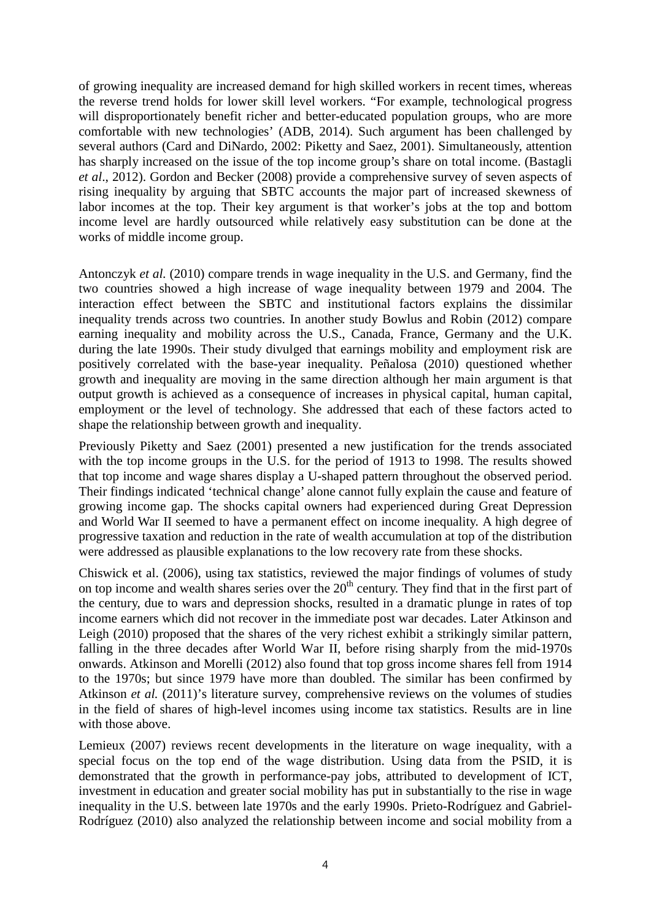of growing inequality are increased demand for high skilled workers in recent times, whereas the reverse trend holds for lower skill level workers. "For example, technological progress will disproportionately benefit richer and better-educated population groups, who are more comfortable with new technologies' (ADB, 2014). Such argument has been challenged by several authors (Card and DiNardo, 2002: Piketty and Saez, 2001). Simultaneously, attention has sharply increased on the issue of the top income group's share on total income. (Bastagli *et al*., 2012). Gordon and Becker (2008) provide a comprehensive survey of seven aspects of rising inequality by arguing that SBTC accounts the major part of increased skewness of labor incomes at the top. Their key argument is that worker's jobs at the top and bottom income level are hardly outsourced while relatively easy substitution can be done at the works of middle income group.

Antonczyk *et al.* (2010) compare trends in wage inequality in the U.S. and Germany, find the two countries showed a high increase of wage inequality between 1979 and 2004. The interaction effect between the SBTC and institutional factors explains the dissimilar inequality trends across two countries. In another study Bowlus and Robin (2012) compare earning inequality and mobility across the U.S., Canada, France, Germany and the U.K. during the late 1990s. Their study divulged that earnings mobility and employment risk are positively correlated with the base-year inequality. Peñalosa (2010) questioned whether growth and inequality are moving in the same direction although her main argument is that output growth is achieved as a consequence of increases in physical capital, human capital, employment or the level of technology. She addressed that each of these factors acted to shape the relationship between growth and inequality.

Previously Piketty and Saez (2001) presented a new justification for the trends associated with the top income groups in the U.S. for the period of 1913 to 1998. The results showed that top income and wage shares display a U-shaped pattern throughout the observed period. Their findings indicated 'technical change' alone cannot fully explain the cause and feature of growing income gap. The shocks capital owners had experienced during Great Depression and World War II seemed to have a permanent effect on income inequality. A high degree of progressive taxation and reduction in the rate of wealth accumulation at top of the distribution were addressed as plausible explanations to the low recovery rate from these shocks.

Chiswick et al. (2006), using tax statistics, reviewed the major findings of volumes of study on top income and wealth shares series over the 20th century. They find that in the first part of the century, due to wars and depression shocks, resulted in a dramatic plunge in rates of top income earners which did not recover in the immediate post war decades. Later Atkinson and Leigh (2010) proposed that the shares of the very richest exhibit a strikingly similar pattern, falling in the three decades after World War II, before rising sharply from the mid-1970s onwards. Atkinson and Morelli (2012) also found that top gross income shares fell from 1914 to the 1970s; but since 1979 have more than doubled. The similar has been confirmed by Atkinson *et al.* (2011)'s literature survey, comprehensive reviews on the volumes of studies in the field of shares of high-level incomes using income tax statistics. Results are in line with those above.

Lemieux (2007) reviews recent developments in the literature on wage inequality, with a special focus on the top end of the wage distribution. Using data from the PSID, it is demonstrated that the growth in performance-pay jobs, attributed to development of ICT, investment in education and greater social mobility has put in substantially to the rise in wage inequality in the U.S. between late 1970s and the early 1990s. Prieto-Rodríguez and Gabriel-Rodríguez (2010) also analyzed the relationship between income and social mobility from a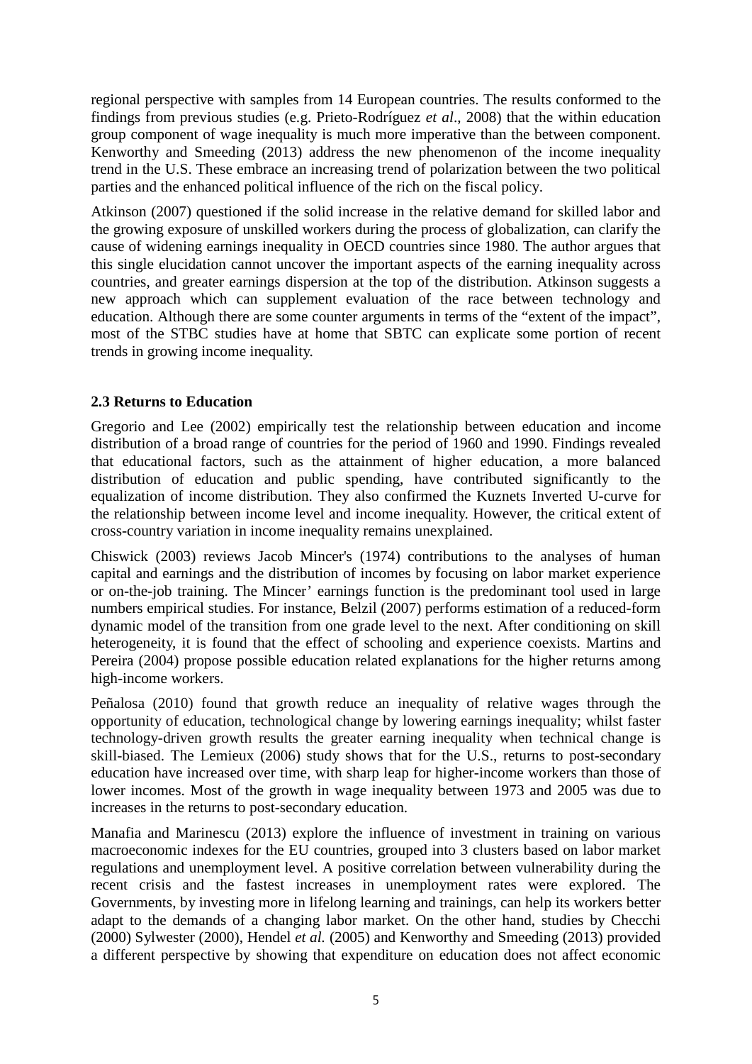regional perspective with samples from 14 European countries. The results conformed to the findings from previous studies (e.g. Prieto-Rodríguez *et al*., 2008) that the within education group component of wage inequality is much more imperative than the between component. Kenworthy and Smeeding (2013) address the new phenomenon of the income inequality trend in the U.S. These embrace an increasing trend of polarization between the two political parties and the enhanced political influence of the rich on the fiscal policy.

Atkinson (2007) questioned if the solid increase in the relative demand for skilled labor and the growing exposure of unskilled workers during the process of globalization, can clarify the cause of widening earnings inequality in OECD countries since 1980. The author argues that this single elucidation cannot uncover the important aspects of the earning inequality across countries, and greater earnings dispersion at the top of the distribution. Atkinson suggests a new approach which can supplement evaluation of the race between technology and education. Although there are some counter arguments in terms of the "extent of the impact", most of the STBC studies have at home that SBTC can explicate some portion of recent trends in growing income inequality.

### 2.3 Returns to Education

Gregorio and Lee (2002) empirically test the relationship between education and income distribution of a broad range of countries for the period of 1960 and 1990. Findings revealed that educational factors, such as the attainment of higher education, a more balanced distribution of education and public spending, have contributed significantly to the equalization of income distribution. They also confirmed the Kuznets Inverted U-curve for the relationship between income level and income inequality. However, the critical extent of cross-country variation in income inequality remains unexplained.

Chiswick (2003) reviews Jacob Mincer's (1974) contributions to the analyses of human capital and earnings and the distribution of incomes by focusing on labor market experience or on-the-job training. The Mincer' earnings function is the predominant tool used in large numbers empirical studies. For instance, Belzil (2007) performs estimation of a reduced-form dynamic model of the transition from one grade level to the next. After conditioning on skill heterogeneity, it is found that the effect of schooling and experience coexists. Martins and Pereira (2004) propose possible education related explanations for the higher returns among high-income workers.

Peñalosa (2010) found that growth reduce an inequality of relative wages through the opportunity of education, technological change by lowering earnings inequality; whilst faster technology-driven growth results the greater earning inequality when technical change is skill-biased. The Lemieux (2006) study shows that for the U.S., returns to post-secondary education have increased over time, with sharp leap for higher-income workers than those of lower incomes. Most of the growth in wage inequality between 1973 and 2005 was due to increases in the returns to post-secondary education.

Manafia and Marinescu (2013) explore the influence of investment in training on various macroeconomic indexes for the EU countries, grouped into 3 clusters based on labor market regulations and unemployment level. A positive correlation between vulnerability during the recent crisis and the fastest increases in unemployment rates were explored. The Governments, by investing more in lifelong learning and trainings, can help its workers better adapt to the demands of a changing labor market. On the other hand, studies by Checchi (2000) Sylwester (2000), Hendel *et al.* (2005) and Kenworthy and Smeeding (2013) provided a different perspective by showing that expenditure on education does not affect economic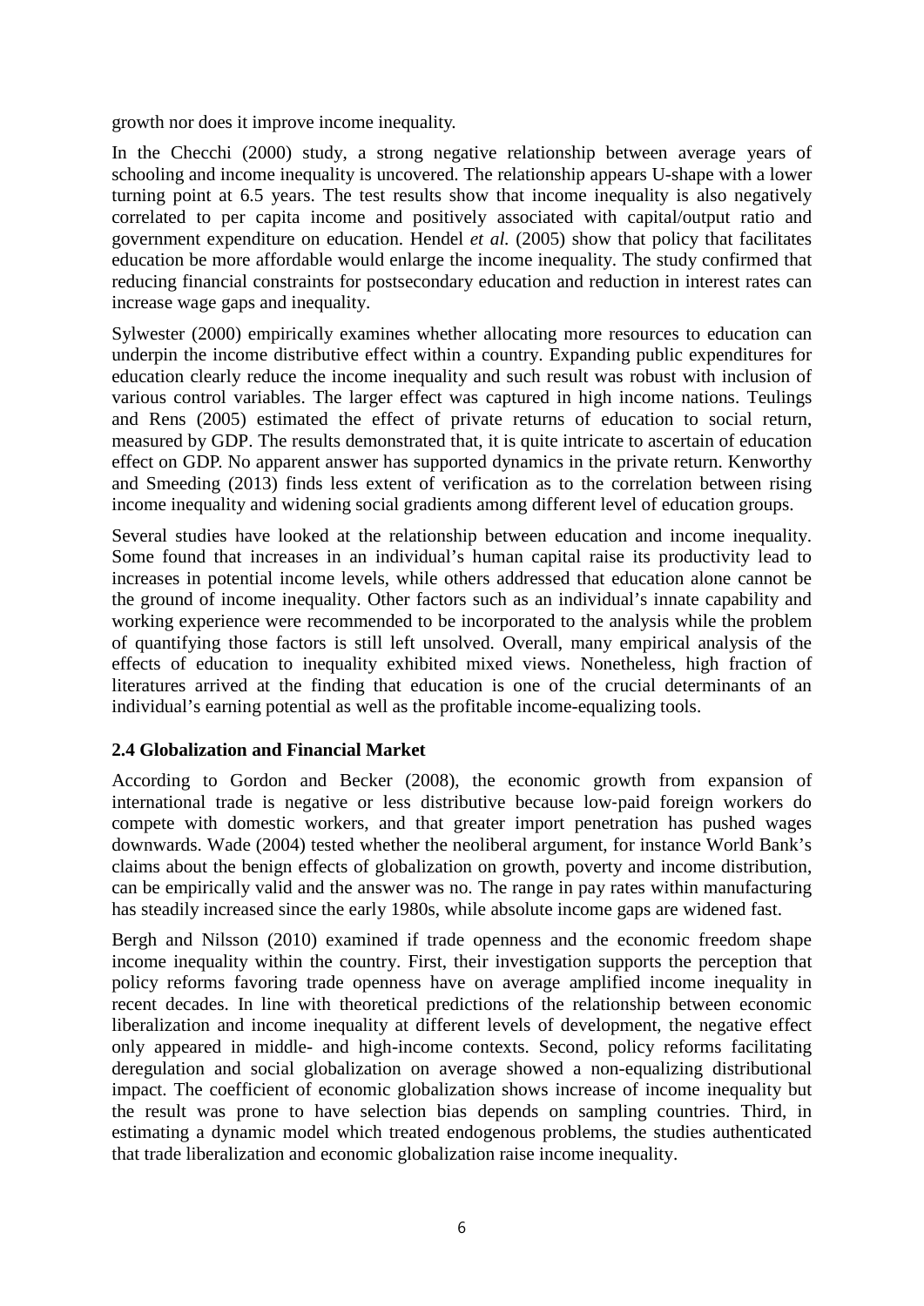growth nor does it improve income inequality.

In the Checchi (2000) study, a strong negative relationship between average years of schooling and income inequality is uncovered. The relationship appears U-shape with a lower turning point at 6.5 years. The test results show that income inequality is also negatively correlated to per capita income and positively associated with capital/output ratio and government expenditure on education. Hendel *et al.* (2005) show that policy that facilitates education be more affordable would enlarge the income inequality. The study confirmed that reducing financial constraints for postsecondary education and reduction in interest rates can increase wage gaps and inequality.

Sylwester (2000) empirically examines whether allocating more resources to education can underpin the income distributive effect within a country. Expanding public expenditures for education clearly reduce the income inequality and such result was robust with inclusion of various control variables. The larger effect was captured in high income nations. Teulings and Rens (2005) estimated the effect of private returns of education to social return, measured by GDP. The results demonstrated that, it is quite intricate to ascertain of education effect on GDP. No apparent answer has supported dynamics in the private return. Kenworthy and Smeeding (2013) finds less extent of verification as to the correlation between rising income inequality and widening social gradients among different level of education groups.

Several studies have looked at the relationship between education and income inequality. Some found that increases in an individual's human capital raise its productivity lead to increases in potential income levels, while others addressed that education alone cannot be the ground of income inequality. Other factors such as an individual's innate capability and working experience were recommended to be incorporated to the analysis while the problem of quantifying those factors is still left unsolved. Overall, many empirical analysis of the effects of education to inequality exhibited mixed views. Nonetheless, high fraction of literatures arrived at the finding that education is one of the crucial determinants of an individual's earning potential as well as the profitable income-equalizing tools.

### 2.4 Globalization and Financial Market

According to Gordon and Becker (2008), the economic growth from expansion of international trade is negative or less distributive because low-paid foreign workers do compete with domestic workers, and that greater import penetration has pushed wages downwards. Wade (2004) tested whether the neoliberal argument, for instance World Bank's claims about the benign effects of globalization on growth, poverty and income distribution, can be empirically valid and the answer was no. The range in pay rates within manufacturing has steadily increased since the early 1980s, while absolute income gaps are widened fast.

Bergh and Nilsson (2010) examined if trade openness and the economic freedom shape income inequality within the country. First, their investigation supports the perception that policy reforms favoring trade openness have on average amplified income inequality in recent decades. In line with theoretical predictions of the relationship between economic liberalization and income inequality at different levels of development, the negative effect only appeared in middle- and high-income contexts. Second, policy reforms facilitating deregulation and social globalization on average showed a non-equalizing distributional impact. The coefficient of economic globalization shows increase of income inequality but the result was prone to have selection bias depends on sampling countries. Third, in estimating a dynamic model which treated endogenous problems, the studies authenticated that trade liberalization and economic globalization raise income inequality.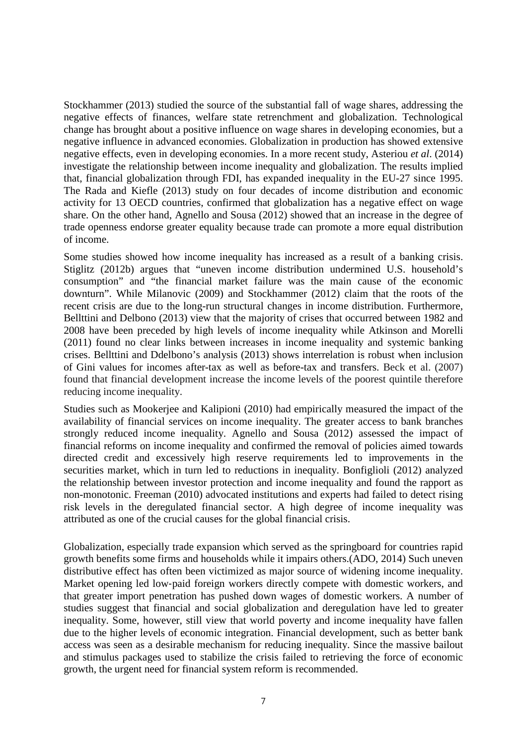Stockhammer (2013) studied the source of the substantial fall of wage shares, addressing the negative effects of finances, welfare state retrenchment and globalization. Technological change has brought about a positive influence on wage shares in developing economies, but a negative influence in advanced economies. Globalization in production has showed extensive negative effects, even in developing economies. In a more recent study, Asteriou *et al*. (2014) investigate the relationship between income inequality and globalization. The results implied that, financial globalization through FDI, has expanded inequality in the EU-27 since 1995. The Rada and Kiefle (2013) study on four decades of income distribution and economic activity for 13 OECD countries, confirmed that globalization has a negative effect on wage share. On the other hand, Agnello and Sousa (2012) showed that an increase in the degree of trade openness endorse greater equality because trade can promote a more equal distribution of income.

Some studies showed how income inequality has increased as a result of a banking crisis. Stiglitz (2012b) argues that "uneven income distribution undermined U.S. household's consumption" and "the financial market failure was the main cause of the economic downturn". While Milanovic (2009) and Stockhammer (2012) claim that the roots of the recent crisis are due to the long-run structural changes in income distribution. Furthermore, Bellttini and Delbono (2013) view that the majority of crises that occurred between 1982 and 2008 have been preceded by high levels of income inequality while Atkinson and Morelli (2011) found no clear links between increases in income inequality and systemic banking crises. Bellttini and Ddelbono's analysis (2013) shows interrelation is robust when inclusion of Gini values for incomes after-tax as well as before-tax and transfers. Beck et al. (2007) found that financial development increase the income levels of the poorest quintile therefore reducing income inequality.

Studies such as Mookerjee and Kalipioni (2010) had empirically measured the impact of the availability of financial services on income inequality. The greater access to bank branches strongly reduced income inequality. Agnello and Sousa (2012) assessed the impact of financial reforms on income inequality and confirmed the removal of policies aimed towards directed credit and excessively high reserve requirements led to improvements in the securities market, which in turn led to reductions in inequality. Bonfiglioli (2012) analyzed the relationship between investor protection and income inequality and found the rapport as non-monotonic. Freeman (2010) advocated institutions and experts had failed to detect rising risk levels in the deregulated financial sector. A high degree of income inequality was attributed as one of the crucial causes for the global financial crisis.

Globalization, especially trade expansion which served as the springboard for countries rapid growth benefits some firms and households while it impairs others.(ADO, 2014) Such uneven distributive effect has often been victimized as major source of widening income inequality. Market opening led low-paid foreign workers directly compete with domestic workers, and that greater import penetration has pushed down wages of domestic workers. A number of studies suggest that financial and social globalization and deregulation have led to greater inequality. Some, however, still view that world poverty and income inequality have fallen due to the higher levels of economic integration. Financial development, such as better bank access was seen as a desirable mechanism for reducing inequality. Since the massive bailout and stimulus packages used to stabilize the crisis failed to retrieving the force of economic growth, the urgent need for financial system reform is recommended.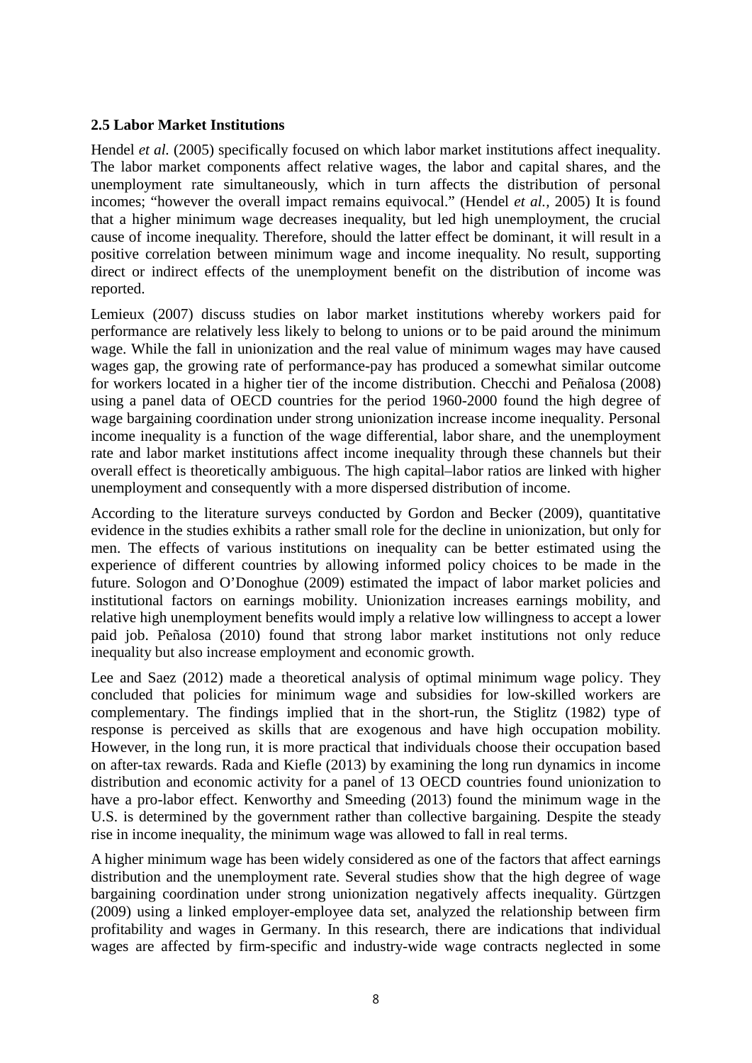**2.5 Labor Market Institutions**

Hendel *et al.* (2005) specifically focused on which labor market institutions affect inequality. The labor market components affect relative wages, the labor and capital shares, and the unemployment rate simultaneously, which in turn affects the distribution of personal incomes; "however the overall impact remains equivocal." (Hendel *et al.*, 2005) It is found that a higher minimum wage decreases inequality, but led high unemployment, the crucial cause of income inequality. Therefore, should the latter effect be dominant, it will result in a positive correlation between minimum wage and income inequality. No result, supporting direct or indirect effects of the unemployment benefit on the distribution of income was reported.

Lemieux (2007) discuss studies on labor market institutions whereby workers paid for performance are relatively less likely to belong to unions or to be paid around the minimum wage. While the fall in unionization and the real value of minimum wages may have caused wages gap, the growing rate of performance-pay has produced a somewhat similar outcome for workers located in a higher tier of the income distribution. Checchi and Peñalosa (2008) using a panel data of OECD countries for the period 1960-2000 found the high degree of wage bargaining coordination under strong unionization increase income inequality. Personal income inequality is a function of the wage differential, labor share, and the unemployment rate and labor market institutions affect income inequality through these channels but their overall effect is theoretically ambiguous. The high capital–labor ratios are linked with higher unemployment and consequently with a more dispersed distribution of income.

According to the literature surveys conducted by Gordon and Becker (2009), quantitative evidence in the studies exhibits a rather small role for the decline in unionization, but only for men. The effects of various institutions on inequality can be better estimated using the experience of different countries by allowing informed policy choices to be made in the future. Sologon and O'Donoghue (2009) estimated the impact of labor market policies and institutional factors on earnings mobility. Unionization increases earnings mobility, and relative high unemployment benefits would imply a relative low willingness to accept a lower paid job. Peñalosa (2010) found that strong labor market institutions not only reduce inequality but also increase employment and economic growth.

Lee and Saez (2012) made a theoretical analysis of optimal minimum wage policy. They concluded that policies for minimum wage and subsidies for low-skilled workers are complementary. The findings implied that in the short-run, the Stiglitz (1982) type of response is perceived as skills that are exogenous and have high occupation mobility. However, in the long run, it is more practical that individuals choose their occupation based on after-tax rewards. Rada and Kiefle (2013) by examining the long run dynamics in income distribution and economic activity for a panel of 13 OECD countries found unionization to have a pro-labor effect. Kenworthy and Smeeding (2013) found the minimum wage in the U.S. is determined by the government rather than collective bargaining. Despite the steady rise in income inequality, the minimum wage was allowed to fall in real terms.

A higher minimum wage has been widely considered as one of the factors that affect earnings distribution and the unemployment rate. Several studies show that the high degree of wage bargaining coordination under strong unionization negatively affects inequality. Gürtzgen (2009) using a linked employer-employee data set, analyzed the relationship between firm profitability and wages in Germany. In this research, there are indications that individual wages are affected by firm-specific and industry-wide wage contracts neglected in some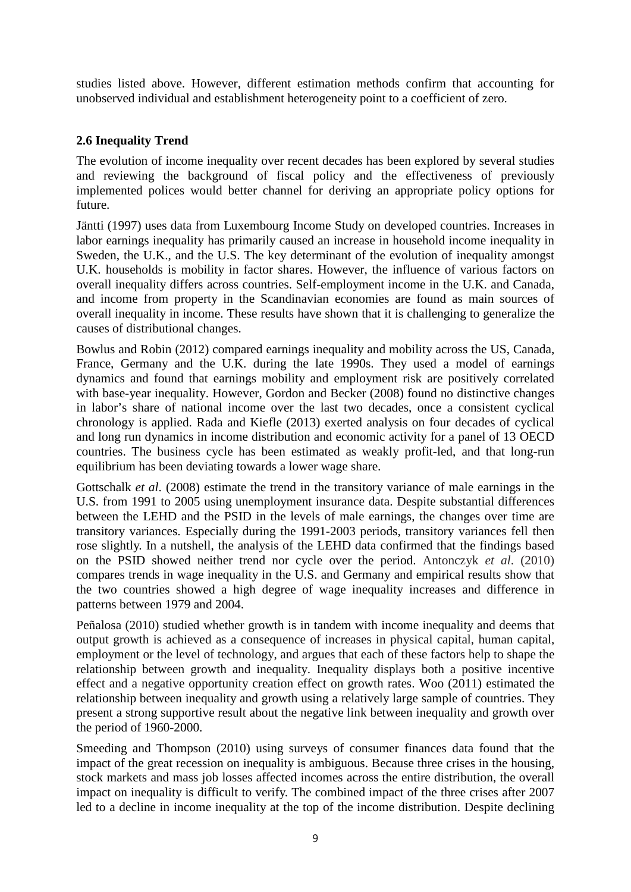studies listed above. However, different estimation methods confirm that accounting for unobserved individual and establishment heterogeneity point to a coefficient of zero.

### 2.6 Inequality Trend

The evolution of income inequality over recent decades has been explored by several studies and reviewing the background of fiscal policy and the effectiveness of previously implemented polices would better channel for deriving an appropriate policy options for future.

Jäntti (1997) uses data from Luxembourg Income Study on developed countries. Increases in labor earnings inequality has primarily caused an increase in household income inequality in Sweden, the U.K., and the U.S. The key determinant of the evolution of inequality amongst U.K. households is mobility in factor shares. However, the influence of various factors on overall inequality differs across countries. Self-employment income in the U.K. and Canada, and income from property in the Scandinavian economies are found as main sources of overall inequality in income. These results have shown that it is challenging to generalize the causes of distributional changes.

Bowlus and Robin (2012) compared earnings inequality and mobility across the US, Canada, France, Germany and the U.K. during the late 1990s. They used a model of earnings dynamics and found that earnings mobility and employment risk are positively correlated with base-year inequality. However, Gordon and Becker (2008) found no distinctive changes in labor's share of national income over the last two decades, once a consistent cyclical chronology is applied. Rada and Kiefle (2013) exerted analysis on four decades of cyclical and long run dynamics in income distribution and economic activity for a panel of 13 OECD countries. The business cycle has been estimated as weakly profit-led, and that long-run equilibrium has been deviating towards a lower wage share.

Gottschalk *et al*. (2008) estimate the trend in the transitory variance of male earnings in the U.S. from 1991 to 2005 using unemployment insurance data. Despite substantial differences between the LEHD and the PSID in the levels of male earnings, the changes over time are transitory variances. Especially during the 1991-2003 periods, transitory variances fell then rose slightly. In a nutshell, the analysis of the LEHD data confirmed that the findings based on the PSID showed neither trend nor cycle over the period. Antonczyk *et al*. (2010) compares trends in wage inequality in the U.S. and Germany and empirical results show that the two countries showed a high degree of wage inequality increases and difference in patterns between 1979 and 2004.

Peñalosa (2010) studied whether growth is in tandem with income inequality and deems that output growth is achieved as a consequence of increases in physical capital, human capital, employment or the level of technology, and argues that each of these factors help to shape the relationship between growth and inequality. Inequality displays both a positive incentive effect and a negative opportunity creation effect on growth rates. Woo (2011) estimated the relationship between inequality and growth using a relatively large sample of countries. They present a strong supportive result about the negative link between inequality and growth over the period of 1960-2000.

Smeeding and Thompson (2010) using surveys of consumer finances data found that the impact of the great recession on inequality is ambiguous. Because three crises in the housing, stock markets and mass job losses affected incomes across the entire distribution, the overall impact on inequality is difficult to verify. The combined impact of the three crises after 2007 led to a decline in income inequality at the top of the income distribution. Despite declining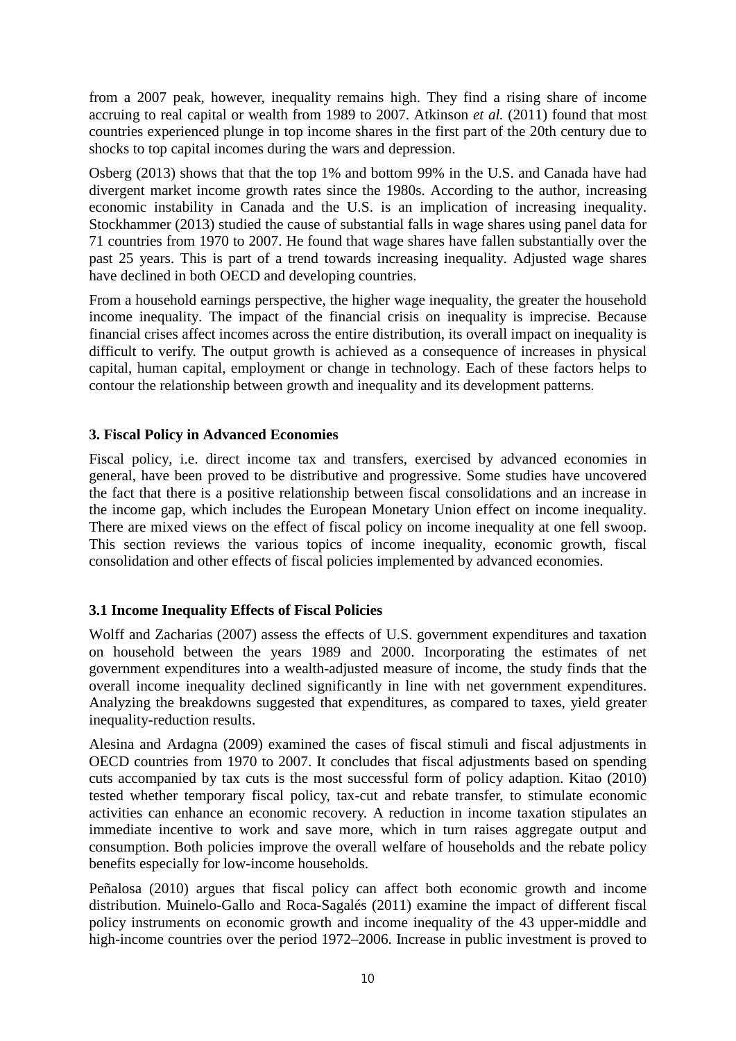from a 2007 peak, however, inequality remains high. They find a rising share of income accruing to real capital or wealth from 1989 to 2007. Atkinson *et al.* (2011) found that most countries experienced plunge in top income shares in the first part of the 20th century due to shocks to top capital incomes during the wars and depression.

Osberg (2013) shows that that the top 1% and bottom 99% in the U.S. and Canada have had divergent market income growth rates since the 1980s. According to the author, increasing economic instability in Canada and the U.S. is an implication of increasing inequality. Stockhammer (2013) studied the cause of substantial falls in wage shares using panel data for 71 countries from 1970 to 2007. He found that wage shares have fallen substantially over the past 25 years. This is part of a trend towards increasing inequality. Adjusted wage shares have declined in both OECD and developing countries.

From a household earnings perspective, the higher wage inequality, the greater the household income inequality. The impact of the financial crisis on inequality is imprecise. Because financial crises affect incomes across the entire distribution, its overall impact on inequality is difficult to verify. The output growth is achieved as a consequence of increases in physical capital, human capital, employment or change in technology. Each of these factors helps to contour the relationship between growth and inequality and its development patterns.

## 3. Fiscal Policy in Advanced Economies

Fiscal policy, i.e. direct income tax and transfers, exercised by advanced economies in general, have been proved to be distributive and progressive. Some studies have uncovered the fact that there is a positive relationship between fiscal consolidations and an increase in the income gap, which includes the European Monetary Union effect on income inequality. There are mixed views on the effect of fiscal policy on income inequality at one fell swoop. This section reviews the various topics of income inequality, economic growth, fiscal consolidation and other effects of fiscal policies implemented by advanced economies.

### 3.1 Income Inequality Effects of Fiscal Policies

Wolff and Zacharias (2007) assess the effects of U.S. government expenditures and taxation on household between the years 1989 and 2000. Incorporating the estimates of net government expenditures into a wealth-adjusted measure of income, the study finds that the overall income inequality declined significantly in line with net government expenditures. Analyzing the breakdowns suggested that expenditures, as compared to taxes, yield greater inequality-reduction results.

Alesina and Ardagna (2009) examined the cases of fiscal stimuli and fiscal adjustments in OECD countries from 1970 to 2007. It concludes that fiscal adjustments based on spending cuts accompanied by tax cuts is the most successful form of policy adaption. Kitao (2010) tested whether temporary fiscal policy, tax-cut and rebate transfer, to stimulate economic activities can enhance an economic recovery. A reduction in income taxation stipulates an immediate incentive to work and save more, which in turn raises aggregate output and consumption. Both policies improve the overall welfare of households and the rebate policy benefits especially for low-income households.

Peñalosa (2010) argues that fiscal policy can affect both economic growth and income distribution. Muinelo-Gallo and Roca-Sagalés (2011) examine the impact of different fiscal policy instruments on economic growth and income inequality of the 43 upper-middle and high-income countries over the period 1972–2006. Increase in public investment is proved to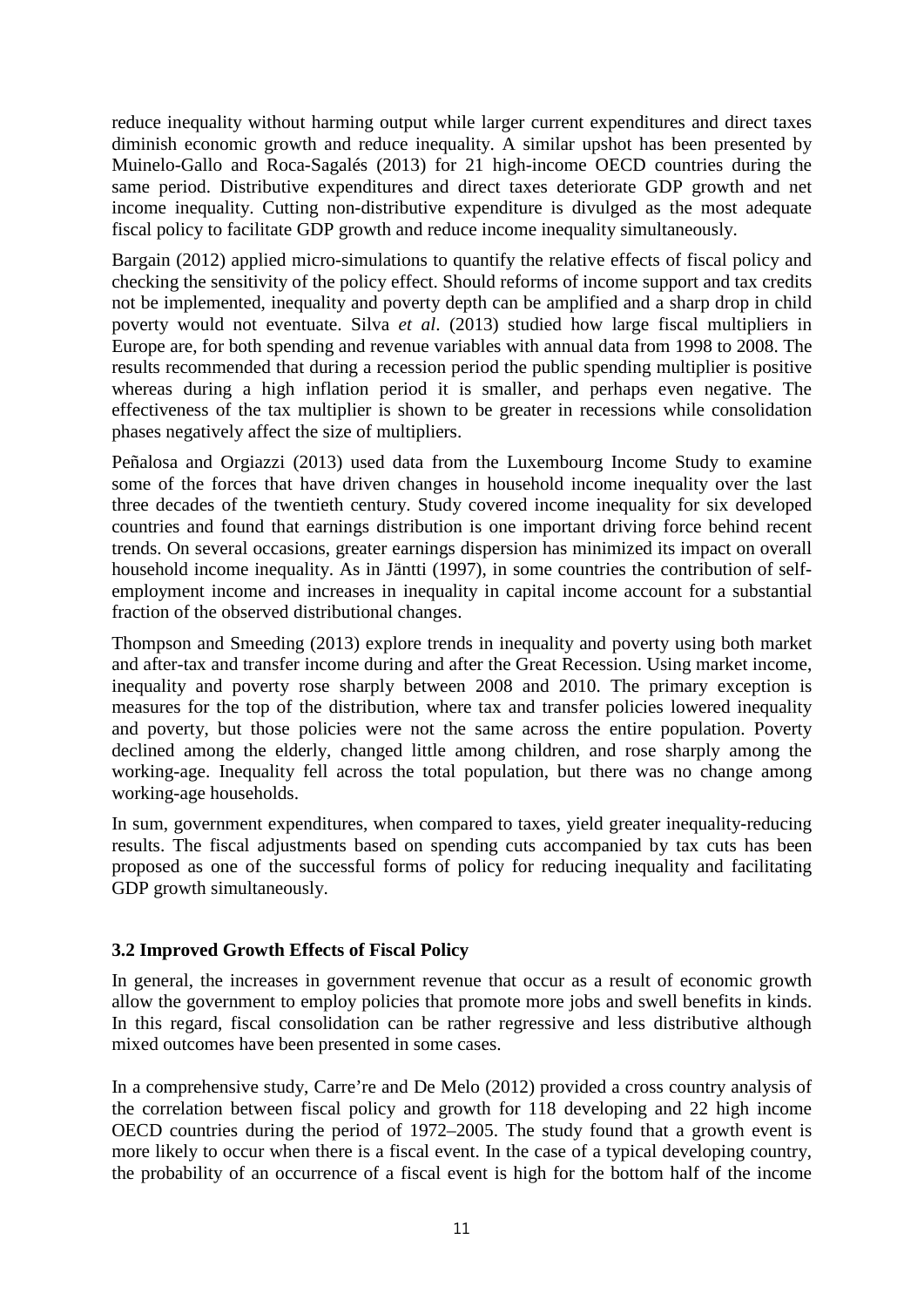reduce inequality without harming output while larger current expenditures and direct taxes diminish economic growth and reduce inequality. A similar upshot has been presented by Muinelo-Gallo and Roca-Sagalés (2013) for 21 high-income OECD countries during the same period. Distributive expenditures and direct taxes deteriorate GDP growth and net income inequality. Cutting non-distributive expenditure is divulged as the most adequate fiscal policy to facilitate GDP growth and reduce income inequality simultaneously.

Bargain (2012) applied micro-simulations to quantify the relative effects of fiscal policy and checking the sensitivity of the policy effect. Should reforms of income support and tax credits not be implemented, inequality and poverty depth can be amplified and a sharp drop in child poverty would not eventuate. Silva *et al*. (2013) studied how large fiscal multipliers in Europe are, for both spending and revenue variables with annual data from 1998 to 2008. The results recommended that during a recession period the public spending multiplier is positive whereas during a high inflation period it is smaller, and perhaps even negative. The effectiveness of the tax multiplier is shown to be greater in recessions while consolidation phases negatively affect the size of multipliers.

Peñalosa and Orgiazzi (2013) used data from the Luxembourg Income Study to examine some of the forces that have driven changes in household income inequality over the last three decades of the twentieth century. Study covered income inequality for six developed countries and found that earnings distribution is one important driving force behind recent trends. On several occasions, greater earnings dispersion has minimized its impact on overall household income inequality. As in Jäntti (1997), in some countries the contribution of self-employment income and increases in inequality in capital income account for a substantial fraction of the observed distributional changes.

Thompson and Smeeding (2013) explore trends in inequality and poverty using both market and after-tax and transfer income during and after the Great Recession. Using market income, inequality and poverty rose sharply between 2008 and 2010. The primary exception is measures for the top of the distribution, where tax and transfer policies lowered inequality and poverty, but those policies were not the same across the entire population. Poverty declined among the elderly, changed little among children, and rose sharply among the working-age. Inequality fell across the total population, but there was no change among working-age households.

In sum, government expenditures, when compared to taxes, yield greater inequality-reducing results. The fiscal adjustments based on spending cuts accompanied by tax cuts has been proposed as one of the successful forms of policy for reducing inequality and facilitating GDP growth simultaneously.

### 3.2 Improved Growth Effects of Fiscal Policy

In general, the increases in government revenue that occur as a result of economic growth allow the government to employ policies that promote more jobs and swell benefits in kinds. In this regard, fiscal consolidation can be rather regressive and less distributive although mixed outcomes have been presented in some cases.

In a comprehensive study, Carre're and De Melo (2012) provided a cross country analysis of the correlation between fiscal policy and growth for 118 developing and 22 high income OECD countries during the period of 1972–2005. The study found that a growth event is more likely to occur when there is a fiscal event. In the case of a typical developing country, the probability of an occurrence of a fiscal event is high for the bottom half of the income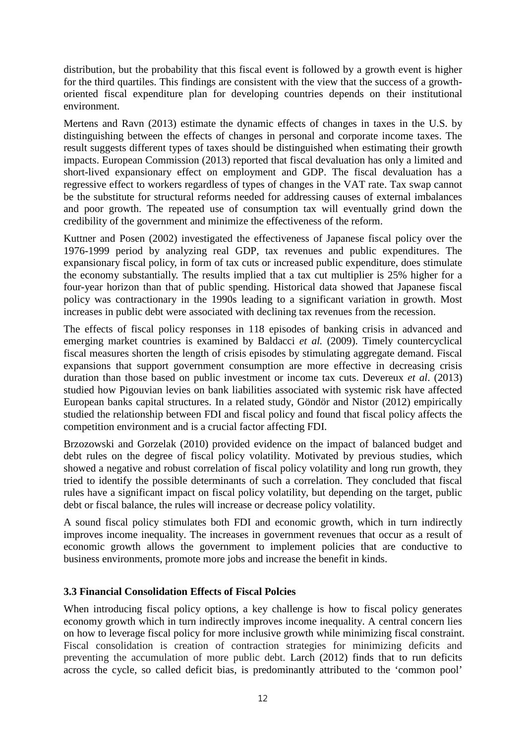distribution, but the probability that this fiscal event is followed by a growth event is higher for the third quartiles. This findings are consistent with the view that the success of a growth-oriented fiscal expenditure plan for developing countries depends on their institutional environment.

Mertens and Ravn (2013) estimate the dynamic effects of changes in taxes in the U.S. by distinguishing between the effects of changes in personal and corporate income taxes. The result suggests different types of taxes should be distinguished when estimating their growth impacts. European Commission (2013) reported that fiscal devaluation has only a limited and short-lived expansionary effect on employment and GDP. The fiscal devaluation has a regressive effect to workers regardless of types of changes in the VAT rate. Tax swap cannot be the substitute for structural reforms needed for addressing causes of external imbalances and poor growth. The repeated use of consumption tax will eventually grind down the credibility of the government and minimize the effectiveness of the reform.

Kuttner and Posen (2002) investigated the effectiveness of Japanese fiscal policy over the 1976-1999 period by analyzing real GDP, tax revenues and public expenditures. The expansionary fiscal policy, in form of tax cuts or increased public expenditure, does stimulate the economy substantially. The results implied that a tax cut multiplier is 25% higher for a four-year horizon than that of public spending. Historical data showed that Japanese fiscal policy was contractionary in the 1990s leading to a significant variation in growth. Most increases in public debt were associated with declining tax revenues from the recession.

The effects of fiscal policy responses in 118 episodes of banking crisis in advanced and emerging market countries is examined by Baldacci *et al.* (2009). Timely countercyclical fiscal measures shorten the length of crisis episodes by stimulating aggregate demand. Fiscal expansions that support government consumption are more effective in decreasing crisis duration than those based on public investment or income tax cuts. Devereux *et al*. (2013) studied how Pigouvian levies on bank liabilities associated with systemic risk have affected European banks capital structures. In a related study, Göndör and Nistor (2012) empirically studied the relationship between FDI and fiscal policy and found that fiscal policy affects the competition environment and is a crucial factor affecting FDI.

Brzozowski and Gorzelak (2010) provided evidence on the impact of balanced budget and debt rules on the degree of fiscal policy volatility. Motivated by previous studies, which showed a negative and robust correlation of fiscal policy volatility and long run growth, they tried to identify the possible determinants of such a correlation. They concluded that fiscal rules have a significant impact on fiscal policy volatility, but depending on the target, public debt or fiscal balance, the rules will increase or decrease policy volatility.

A sound fiscal policy stimulates both FDI and economic growth, which in turn indirectly improves income inequality. The increases in government revenues that occur as a result of economic growth allows the government to implement policies that are conductive to business environments, promote more jobs and increase the benefit in kinds.

### 3.3 Financial Consolidation Effects of Fiscal Polcies

When introducing fiscal policy options, a key challenge is how to fiscal policy generates economy growth which in turn indirectly improves income inequality. A central concern lies on how to leverage fiscal policy for more inclusive growth while minimizing fiscal constraint. Fiscal consolidation is creation of contraction strategies for minimizing deficits and preventing the accumulation of more public debt. Larch (2012) finds that to run deficits across the cycle, so called deficit bias, is predominantly attributed to the 'common pool'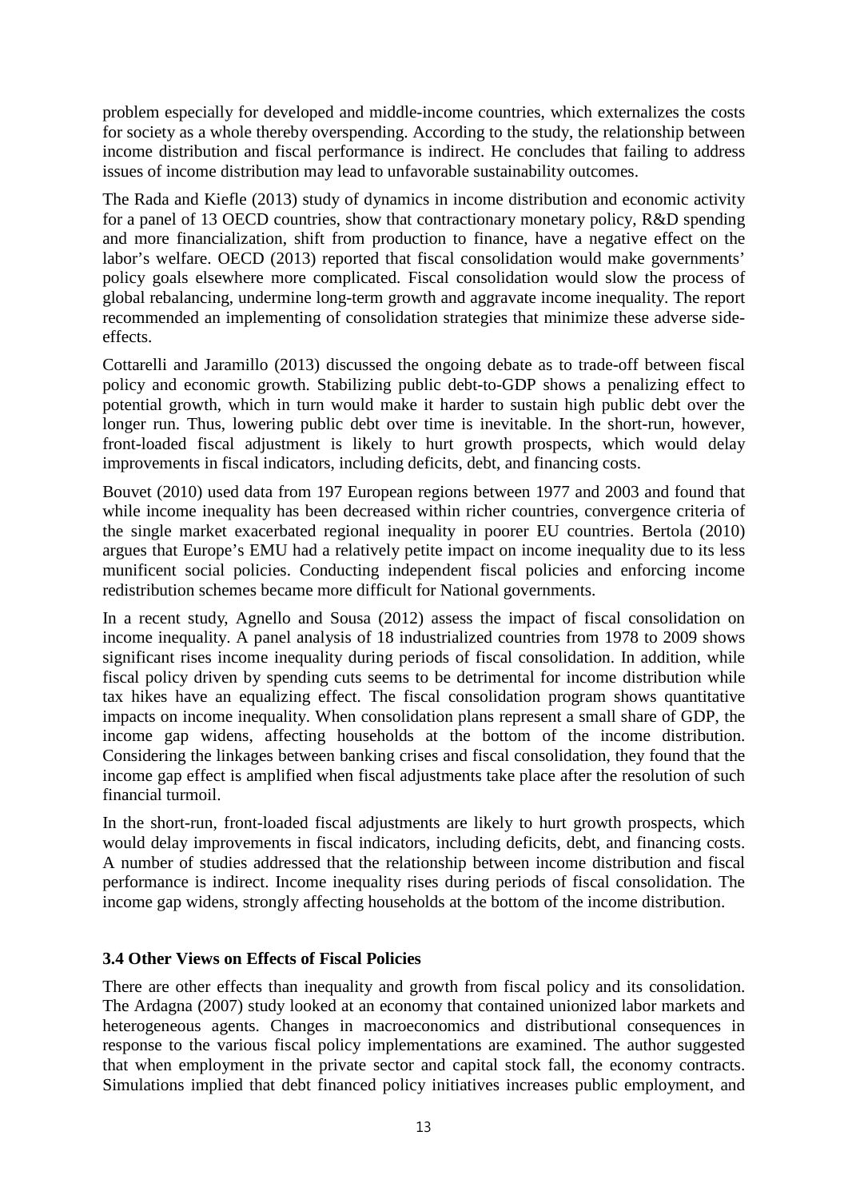problem especially for developed and middle-income countries, which externalizes the costs for society as a whole thereby overspending. According to the study, the relationship between income distribution and fiscal performance is indirect. He concludes that failing to address issues of income distribution may lead to unfavorable sustainability outcomes.

The Rada and Kiefle (2013) study of dynamics in income distribution and economic activity for a panel of 13 OECD countries, show that contractionary monetary policy, R&D spending and more financialization, shift from production to finance, have a negative effect on the labor's welfare. OECD (2013) reported that fiscal consolidation would make governments' policy goals elsewhere more complicated. Fiscal consolidation would slow the process of global rebalancing, undermine long-term growth and aggravate income inequality. The report recommended an implementing of consolidation strategies that minimize these adverse side-effects.

Cottarelli and Jaramillo (2013) discussed the ongoing debate as to trade-off between fiscal policy and economic growth. Stabilizing public debt-to-GDP shows a penalizing effect to potential growth, which in turn would make it harder to sustain high public debt over the longer run. Thus, lowering public debt over time is inevitable. In the short-run, however, front-loaded fiscal adjustment is likely to hurt growth prospects, which would delay improvements in fiscal indicators, including deficits, debt, and financing costs.

Bouvet (2010) used data from 197 European regions between 1977 and 2003 and found that while income inequality has been decreased within richer countries, convergence criteria of the single market exacerbated regional inequality in poorer EU countries. Bertola (2010) argues that Europe's EMU had a relatively petite impact on income inequality due to its less munificent social policies. Conducting independent fiscal policies and enforcing income redistribution schemes became more difficult for National governments.

In a recent study, Agnello and Sousa (2012) assess the impact of fiscal consolidation on income inequality. A panel analysis of 18 industrialized countries from 1978 to 2009 shows significant rises income inequality during periods of fiscal consolidation. In addition, while fiscal policy driven by spending cuts seems to be detrimental for income distribution while tax hikes have an equalizing effect. The fiscal consolidation program shows quantitative impacts on income inequality. When consolidation plans represent a small share of GDP, the income gap widens, affecting households at the bottom of the income distribution. Considering the linkages between banking crises and fiscal consolidation, they found that the income gap effect is amplified when fiscal adjustments take place after the resolution of such financial turmoil.

In the short-run, front-loaded fiscal adjustments are likely to hurt growth prospects, which would delay improvements in fiscal indicators, including deficits, debt, and financing costs. A number of studies addressed that the relationship between income distribution and fiscal performance is indirect. Income inequality rises during periods of fiscal consolidation. The income gap widens, strongly affecting households at the bottom of the income distribution.

### 3.4 Other Views on Effects of Fiscal Policies

There are other effects than inequality and growth from fiscal policy and its consolidation. The Ardagna (2007) study looked at an economy that contained unionized labor markets and heterogeneous agents. Changes in macroeconomics and distributional consequences in response to the various fiscal policy implementations are examined. The author suggested that when employment in the private sector and capital stock fall, the economy contracts. Simulations implied that debt financed policy initiatives increases public employment, and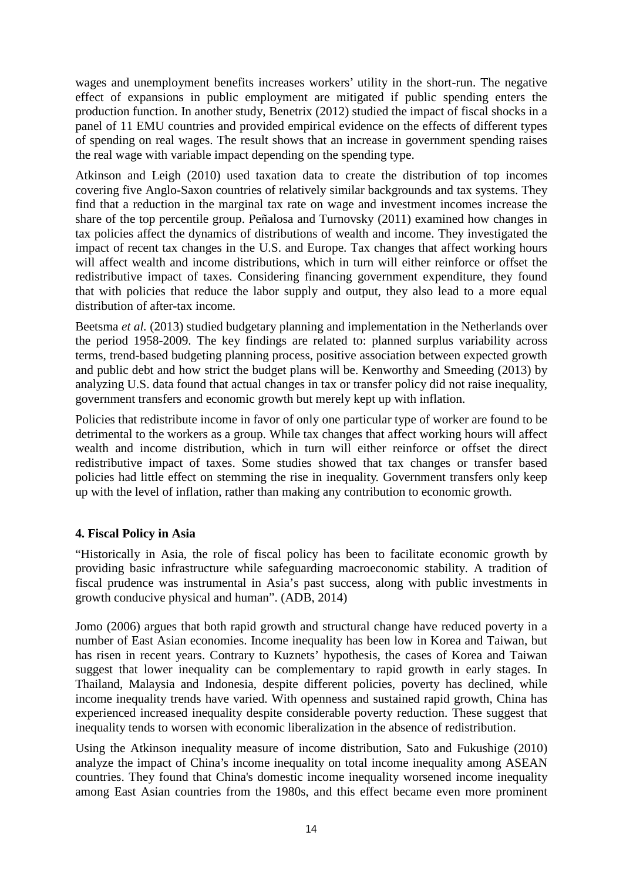wages and unemployment benefits increases workers' utility in the short-run. The negative effect of expansions in public employment are mitigated if public spending enters the production function. In another study, Benetrix (2012) studied the impact of fiscal shocks in a panel of 11 EMU countries and provided empirical evidence on the effects of different types of spending on real wages. The result shows that an increase in government spending raises the real wage with variable impact depending on the spending type.

Atkinson and Leigh (2010) used taxation data to create the distribution of top incomes covering five Anglo-Saxon countries of relatively similar backgrounds and tax systems. They find that a reduction in the marginal tax rate on wage and investment incomes increase the share of the top percentile group. Peñalosa and Turnovsky (2011) examined how changes in tax policies affect the dynamics of distributions of wealth and income. They investigated the impact of recent tax changes in the U.S. and Europe. Tax changes that affect working hours will affect wealth and income distributions, which in turn will either reinforce or offset the redistributive impact of taxes. Considering financing government expenditure, they found that with policies that reduce the labor supply and output, they also lead to a more equal distribution of after-tax income.

Beetsma *et al.* (2013) studied budgetary planning and implementation in the Netherlands over the period 1958-2009. The key findings are related to: planned surplus variability across terms, trend-based budgeting planning process, positive association between expected growth and public debt and how strict the budget plans will be. Kenworthy and Smeeding (2013) by analyzing U.S. data found that actual changes in tax or transfer policy did not raise inequality, government transfers and economic growth but merely kept up with inflation.

Policies that redistribute income in favor of only one particular type of worker are found to be detrimental to the workers as a group. While tax changes that affect working hours will affect wealth and income distribution, which in turn will either reinforce or offset the direct redistributive impact of taxes. Some studies showed that tax changes or transfer based policies had little effect on stemming the rise in inequality. Government transfers only keep up with the level of inflation, rather than making any contribution to economic growth.

## 4. Fiscal Policy in Asia

"Historically in Asia, the role of fiscal policy has been to facilitate economic growth by providing basic infrastructure while safeguarding macroeconomic stability. A tradition of fiscal prudence was instrumental in Asia's past success, along with public investments in growth conducive physical and human". (ADB, 2014)

Jomo (2006) argues that both rapid growth and structural change have reduced poverty in a number of East Asian economies. Income inequality has been low in Korea and Taiwan, but has risen in recent years. Contrary to Kuznets' hypothesis, the cases of Korea and Taiwan suggest that lower inequality can be complementary to rapid growth in early stages. In Thailand, Malaysia and Indonesia, despite different policies, poverty has declined, while income inequality trends have varied. With openness and sustained rapid growth, China has experienced increased inequality despite considerable poverty reduction. These suggest that inequality tends to worsen with economic liberalization in the absence of redistribution.

Using the Atkinson inequality measure of income distribution, Sato and Fukushige (2010) analyze the impact of China's income inequality on total income inequality among ASEAN countries. They found that China's domestic income inequality worsened income inequality among East Asian countries from the 1980s, and this effect became even more prominent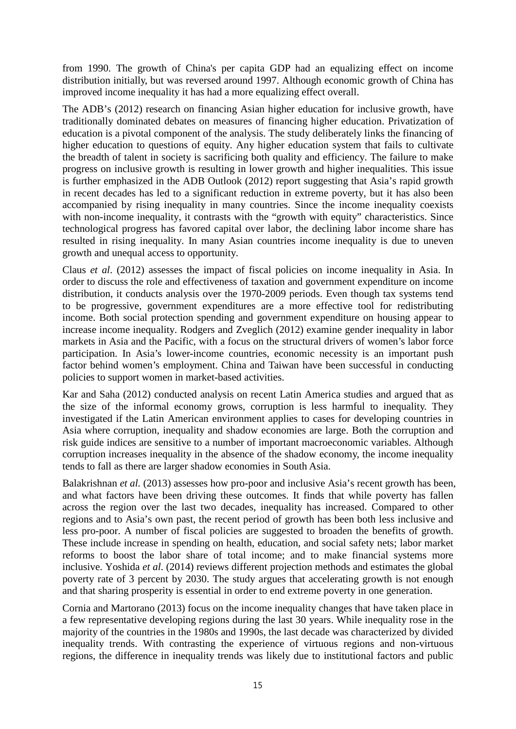from 1990. The growth of China's per capita GDP had an equalizing effect on income distribution initially, but was reversed around 1997. Although economic growth of China has improved income inequality it has had a more equalizing effect overall.

The ADB's (2012) research on financing Asian higher education for inclusive growth, have traditionally dominated debates on measures of financing higher education. Privatization of education is a pivotal component of the analysis. The study deliberately links the financing of higher education to questions of equity. Any higher education system that fails to cultivate the breadth of talent in society is sacrificing both quality and efficiency. The failure to make progress on inclusive growth is resulting in lower growth and higher inequalities. This issue is further emphasized in the ADB Outlook (2012) report suggesting that Asia's rapid growth in recent decades has led to a significant reduction in extreme poverty, but it has also been accompanied by rising inequality in many countries. Since the income inequality coexists with non-income inequality, it contrasts with the "growth with equity" characteristics. Since technological progress has favored capital over labor, the declining labor income share has resulted in rising inequality. In many Asian countries income inequality is due to uneven growth and unequal access to opportunity.

Claus *et al*. (2012) assesses the impact of fiscal policies on income inequality in Asia. In order to discuss the role and effectiveness of taxation and government expenditure on income distribution, it conducts analysis over the 1970-2009 periods. Even though tax systems tend to be progressive, government expenditures are a more effective tool for redistributing income. Both social protection spending and government expenditure on housing appear to increase income inequality. Rodgers and Zveglich (2012) examine gender inequality in labor markets in Asia and the Pacific, with a focus on the structural drivers of women's labor force participation. In Asia's lower-income countries, economic necessity is an important push factor behind women's employment. China and Taiwan have been successful in conducting policies to support women in market-based activities.

Kar and Saha (2012) conducted analysis on recent Latin America studies and argued that as the size of the informal economy grows, corruption is less harmful to inequality. They investigated if the Latin American environment applies to cases for developing countries in Asia where corruption, inequality and shadow economies are large. Both the corruption and risk guide indices are sensitive to a number of important macroeconomic variables. Although corruption increases inequality in the absence of the shadow economy, the income inequality tends to fall as there are larger shadow economies in South Asia.

Balakrishnan *et al.* (2013) assesses how pro-poor and inclusive Asia's recent growth has been, and what factors have been driving these outcomes. It finds that while poverty has fallen across the region over the last two decades, inequality has increased. Compared to other regions and to Asia's own past, the recent period of growth has been both less inclusive and less pro-poor. A number of fiscal policies are suggested to broaden the benefits of growth. These include increase in spending on health, education, and social safety nets; labor market reforms to boost the labor share of total income; and to make financial systems more inclusive. Yoshida *et al*. (2014) reviews different projection methods and estimates the global poverty rate of 3 percent by 2030. The study argues that accelerating growth is not enough and that sharing prosperity is essential in order to end extreme poverty in one generation.

Cornia and Martorano (2013) focus on the income inequality changes that have taken place in a few representative developing regions during the last 30 years. While inequality rose in the majority of the countries in the 1980s and 1990s, the last decade was characterized by divided inequality trends. With contrasting the experience of virtuous regions and non-virtuous regions, the difference in inequality trends was likely due to institutional factors and public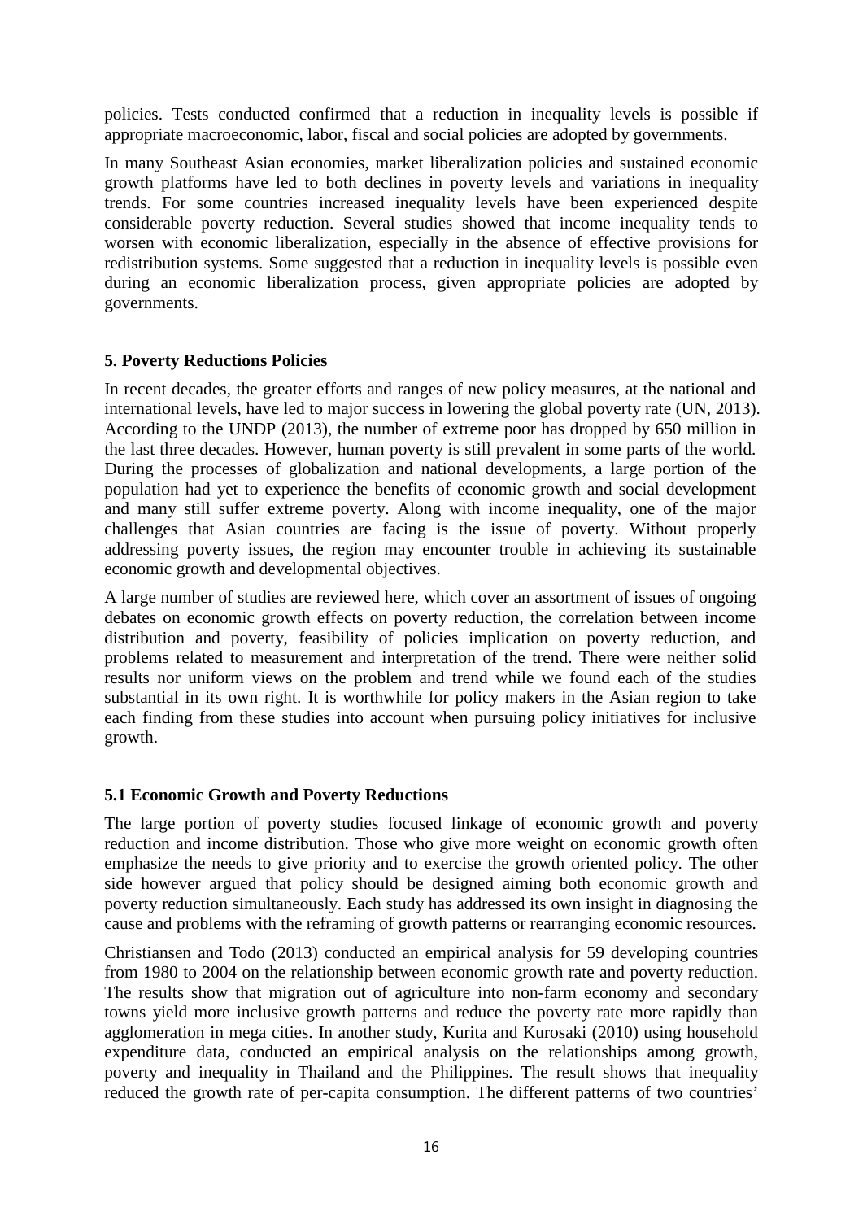policies. Tests conducted confirmed that a reduction in inequality levels is possible if appropriate macroeconomic, labor, fiscal and social policies are adopted by governments.

In many Southeast Asian economies, market liberalization policies and sustained economic growth platforms have led to both declines in poverty levels and variations in inequality trends. For some countries increased inequality levels have been experienced despite considerable poverty reduction. Several studies showed that income inequality tends to worsen with economic liberalization, especially in the absence of effective provisions for redistribution systems. Some suggested that a reduction in inequality levels is possible even during an economic liberalization process, given appropriate policies are adopted by governments.

## 5. Poverty Reductions Policies

In recent decades, the greater efforts and ranges of new policy measures, at the national and international levels, have led to major success in lowering the global poverty rate (UN, 2013). According to the UNDP (2013), the number of extreme poor has dropped by 650 million in the last three decades. However, human poverty is still prevalent in some parts of the world. During the processes of globalization and national developments, a large portion of the population had yet to experience the benefits of economic growth and social development and many still suffer extreme poverty. Along with income inequality, one of the major challenges that Asian countries are facing is the issue of poverty. Without properly addressing poverty issues, the region may encounter trouble in achieving its sustainable economic growth and developmental objectives.

A large number of studies are reviewed here, which cover an assortment of issues of ongoing debates on economic growth effects on poverty reduction, the correlation between income distribution and poverty, feasibility of policies implication on poverty reduction, and problems related to measurement and interpretation of the trend. There were neither solid results nor uniform views on the problem and trend while we found each of the studies substantial in its own right. It is worthwhile for policy makers in the Asian region to take each finding from these studies into account when pursuing policy initiatives for inclusive growth.

### 5.1 Economic Growth and Poverty Reductions

The large portion of poverty studies focused linkage of economic growth and poverty reduction and income distribution. Those who give more weight on economic growth often emphasize the needs to give priority and to exercise the growth oriented policy. The other side however argued that policy should be designed aiming both economic growth and poverty reduction simultaneously. Each study has addressed its own insight in diagnosing the cause and problems with the reframing of growth patterns or rearranging economic resources.

Christiansen and Todo (2013) conducted an empirical analysis for 59 developing countries from 1980 to 2004 on the relationship between economic growth rate and poverty reduction. The results show that migration out of agriculture into non-farm economy and secondary towns yield more inclusive growth patterns and reduce the poverty rate more rapidly than agglomeration in mega cities. In another study, Kurita and Kurosaki (2010) using household expenditure data, conducted an empirical analysis on the relationships among growth, poverty and inequality in Thailand and the Philippines. The result shows that inequality reduced the growth rate of per-capita consumption. The different patterns of two countries'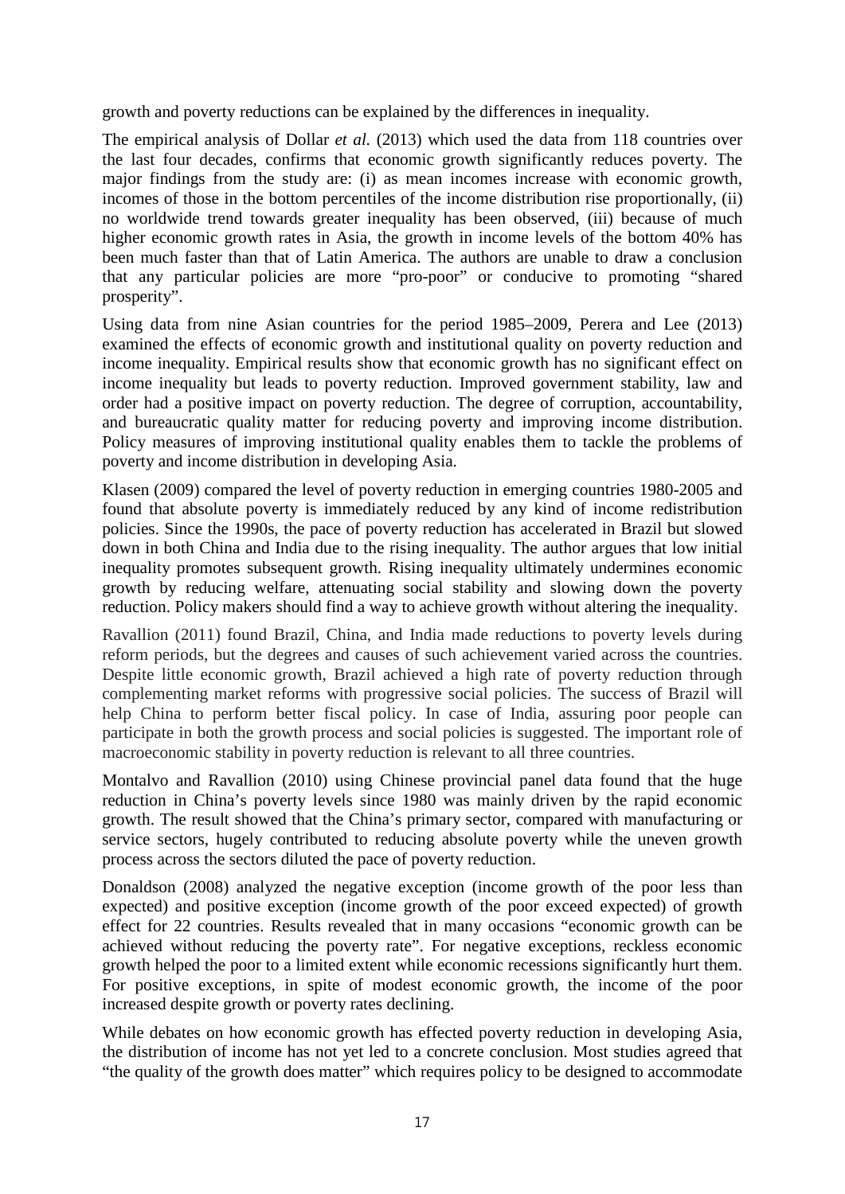growth and poverty reductions can be explained by the differences in inequality.

The empirical analysis of Dollar *et al.* (2013) which used the data from 118 countries over the last four decades, confirms that economic growth significantly reduces poverty. The major findings from the study are: (i) as mean incomes increase with economic growth, incomes of those in the bottom percentiles of the income distribution rise proportionally, (ii) no worldwide trend towards greater inequality has been observed, (iii) because of much higher economic growth rates in Asia, the growth in income levels of the bottom 40% has been much faster than that of Latin America. The authors are unable to draw a conclusion that any particular policies are more "pro-poor" or conducive to promoting "shared prosperity".

Using data from nine Asian countries for the period 1985–2009, Perera and Lee (2013) examined the effects of economic growth and institutional quality on poverty reduction and income inequality. Empirical results show that economic growth has no significant effect on income inequality but leads to poverty reduction. Improved government stability, law and order had a positive impact on poverty reduction. The degree of corruption, accountability, and bureaucratic quality matter for reducing poverty and improving income distribution. Policy measures of improving institutional quality enables them to tackle the problems of poverty and income distribution in developing Asia.

Klasen (2009) compared the level of poverty reduction in emerging countries 1980-2005 and found that absolute poverty is immediately reduced by any kind of income redistribution policies. Since the 1990s, the pace of poverty reduction has accelerated in Brazil but slowed down in both China and India due to the rising inequality. The author argues that low initial inequality promotes subsequent growth. Rising inequality ultimately undermines economic growth by reducing welfare, attenuating social stability and slowing down the poverty reduction. Policy makers should find a way to achieve growth without altering the inequality.

Ravallion (2011) found Brazil, China, and India made reductions to poverty levels during reform periods, but the degrees and causes of such achievement varied across the countries. Despite little economic growth, Brazil achieved a high rate of poverty reduction through complementing market reforms with progressive social policies. The success of Brazil will help China to perform better fiscal policy. In case of India, assuring poor people can participate in both the growth process and social policies is suggested. The important role of macroeconomic stability in poverty reduction is relevant to all three countries.

Montalvo and Ravallion (2010) using Chinese provincial panel data found that the huge reduction in China's poverty levels since 1980 was mainly driven by the rapid economic growth. The result showed that the China's primary sector, compared with manufacturing or service sectors, hugely contributed to reducing absolute poverty while the uneven growth process across the sectors diluted the pace of poverty reduction.

Donaldson (2008) analyzed the negative exception (income growth of the poor less than expected) and positive exception (income growth of the poor exceed expected) of growth effect for 22 countries. Results revealed that in many occasions "economic growth can be achieved without reducing the poverty rate". For negative exceptions, reckless economic growth helped the poor to a limited extent while economic recessions significantly hurt them. For positive exceptions, in spite of modest economic growth, the income of the poor increased despite growth or poverty rates declining.

While debates on how economic growth has effected poverty reduction in developing Asia, the distribution of income has not yet led to a concrete conclusion. Most studies agreed that "the quality of the growth does matter" which requires policy to be designed to accommodate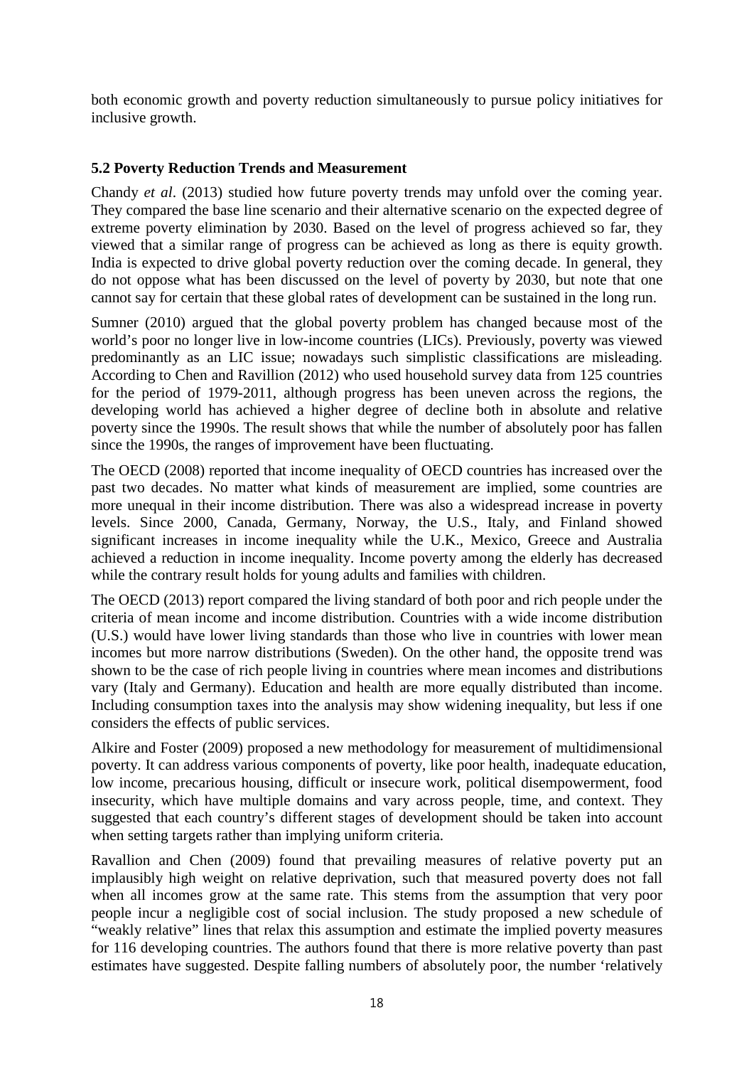both economic growth and poverty reduction simultaneously to pursue policy initiatives for inclusive growth.

### 5.2 Poverty Reduction Trends and Measurement

Chandy *et al*. (2013) studied how future poverty trends may unfold over the coming year. They compared the base line scenario and their alternative scenario on the expected degree of extreme poverty elimination by 2030. Based on the level of progress achieved so far, they viewed that a similar range of progress can be achieved as long as there is equity growth. India is expected to drive global poverty reduction over the coming decade. In general, they do not oppose what has been discussed on the level of poverty by 2030, but note that one cannot say for certain that these global rates of development can be sustained in the long run.

Sumner (2010) argued that the global poverty problem has changed because most of the world's poor no longer live in low-income countries (LICs). Previously, poverty was viewed predominantly as an LIC issue; nowadays such simplistic classifications are misleading. According to Chen and Ravillion (2012) who used household survey data from 125 countries for the period of 1979-2011, although progress has been uneven across the regions, the developing world has achieved a higher degree of decline both in absolute and relative poverty since the 1990s. The result shows that while the number of absolutely poor has fallen since the 1990s, the ranges of improvement have been fluctuating.

The OECD (2008) reported that income inequality of OECD countries has increased over the past two decades. No matter what kinds of measurement are implied, some countries are more unequal in their income distribution. There was also a widespread increase in poverty levels. Since 2000, Canada, Germany, Norway, the U.S., Italy, and Finland showed significant increases in income inequality while the U.K., Mexico, Greece and Australia achieved a reduction in income inequality. Income poverty among the elderly has decreased while the contrary result holds for young adults and families with children.

The OECD (2013) report compared the living standard of both poor and rich people under the criteria of mean income and income distribution. Countries with a wide income distribution (U.S.) would have lower living standards than those who live in countries with lower mean incomes but more narrow distributions (Sweden). On the other hand, the opposite trend was shown to be the case of rich people living in countries where mean incomes and distributions vary (Italy and Germany). Education and health are more equally distributed than income. Including consumption taxes into the analysis may show widening inequality, but less if one considers the effects of public services.

Alkire and Foster (2009) proposed a new methodology for measurement of multidimensional poverty. It can address various components of poverty, like poor health, inadequate education, low income, precarious housing, difficult or insecure work, political disempowerment, food insecurity, which have multiple domains and vary across people, time, and context. They suggested that each country's different stages of development should be taken into account when setting targets rather than implying uniform criteria.

Ravallion and Chen (2009) found that prevailing measures of relative poverty put an implausibly high weight on relative deprivation, such that measured poverty does not fall when all incomes grow at the same rate. This stems from the assumption that very poor people incur a negligible cost of social inclusion. The study proposed a new schedule of "weakly relative" lines that relax this assumption and estimate the implied poverty measures for 116 developing countries. The authors found that there is more relative poverty than past estimates have suggested. Despite falling numbers of absolutely poor, the number 'relatively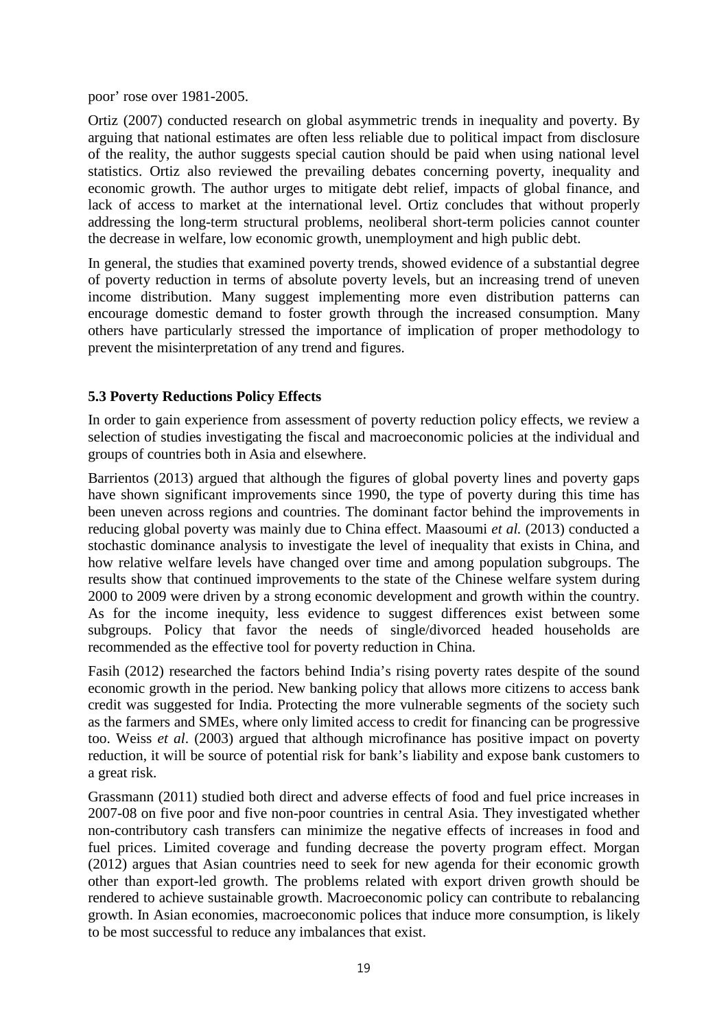poor' rose over 1981-2005.

Ortiz (2007) conducted research on global asymmetric trends in inequality and poverty. By arguing that national estimates are often less reliable due to political impact from disclosure of the reality, the author suggests special caution should be paid when using national level statistics. Ortiz also reviewed the prevailing debates concerning poverty, inequality and economic growth. The author urges to mitigate debt relief, impacts of global finance, and lack of access to market at the international level. Ortiz concludes that without properly addressing the long-term structural problems, neoliberal short-term policies cannot counter the decrease in welfare, low economic growth, unemployment and high public debt.

In general, the studies that examined poverty trends, showed evidence of a substantial degree of poverty reduction in terms of absolute poverty levels, but an increasing trend of uneven income distribution. Many suggest implementing more even distribution patterns can encourage domestic demand to foster growth through the increased consumption. Many others have particularly stressed the importance of implication of proper methodology to prevent the misinterpretation of any trend and figures.

### 5.3 Poverty Reductions Policy Effects

In order to gain experience from assessment of poverty reduction policy effects, we review a selection of studies investigating the fiscal and macroeconomic policies at the individual and groups of countries both in Asia and elsewhere.

Barrientos (2013) argued that although the figures of global poverty lines and poverty gaps have shown significant improvements since 1990, the type of poverty during this time has been uneven across regions and countries. The dominant factor behind the improvements in reducing global poverty was mainly due to China effect. Maasoumi *et al.* (2013) conducted a stochastic dominance analysis to investigate the level of inequality that exists in China, and how relative welfare levels have changed over time and among population subgroups. The results show that continued improvements to the state of the Chinese welfare system during 2000 to 2009 were driven by a strong economic development and growth within the country. As for the income inequity, less evidence to suggest differences exist between some subgroups. Policy that favor the needs of single/divorced headed households are recommended as the effective tool for poverty reduction in China.

Fasih (2012) researched the factors behind India's rising poverty rates despite of the sound economic growth in the period. New banking policy that allows more citizens to access bank credit was suggested for India. Protecting the more vulnerable segments of the society such as the farmers and SMEs, where only limited access to credit for financing can be progressive too. Weiss *et al*. (2003) argued that although microfinance has positive impact on poverty reduction, it will be source of potential risk for bank's liability and expose bank customers to a great risk.

Grassmann (2011) studied both direct and adverse effects of food and fuel price increases in 2007-08 on five poor and five non-poor countries in central Asia. They investigated whether non-contributory cash transfers can minimize the negative effects of increases in food and fuel prices. Limited coverage and funding decrease the poverty program effect. Morgan (2012) argues that Asian countries need to seek for new agenda for their economic growth other than export-led growth. The problems related with export driven growth should be rendered to achieve sustainable growth. Macroeconomic policy can contribute to rebalancing growth. In Asian economies, macroeconomic polices that induce more consumption, is likely to be most successful to reduce any imbalances that exist.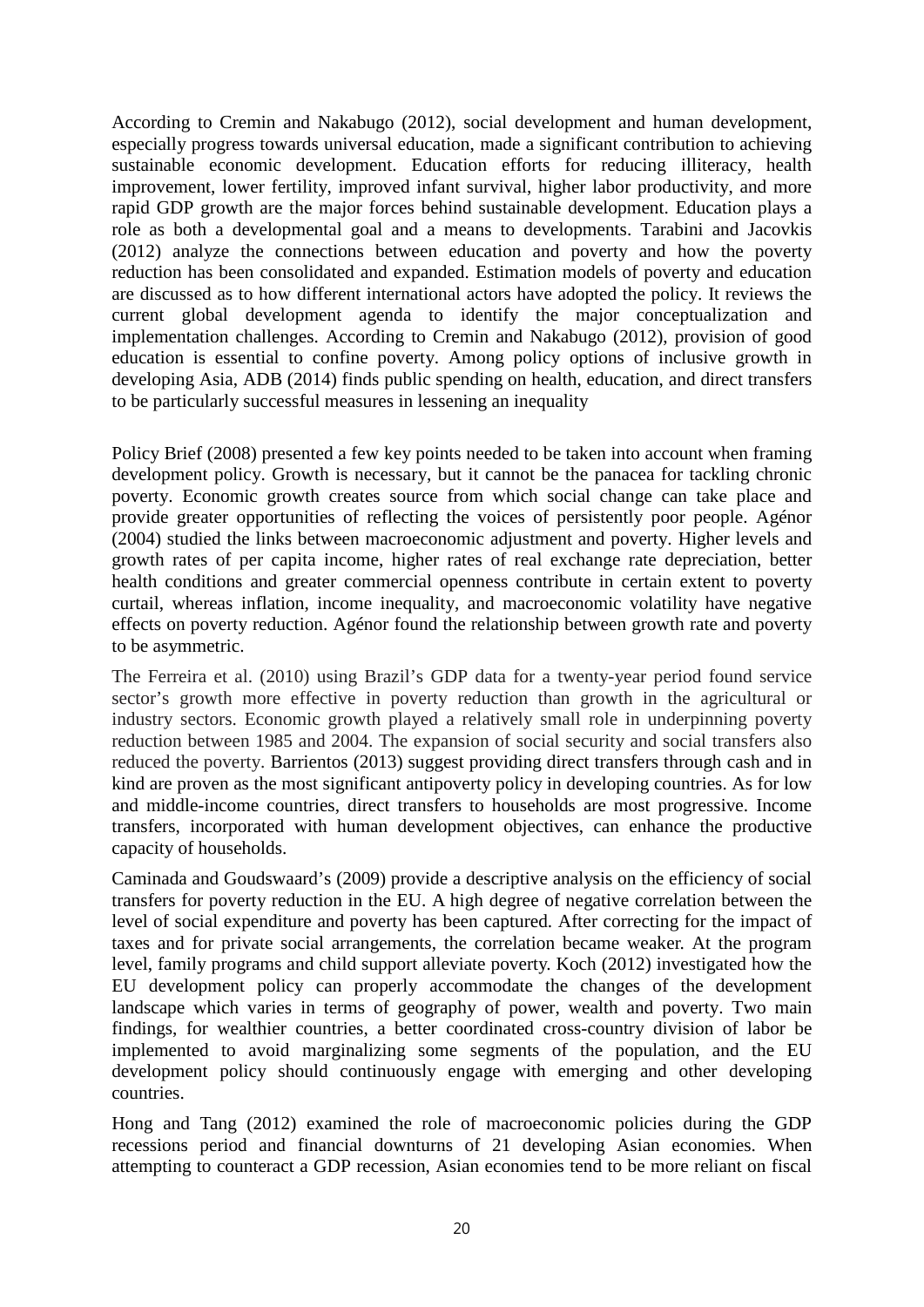According to Cremin and Nakabugo (2012), social development and human development, especially progress towards universal education, made a significant contribution to achieving sustainable economic development. Education efforts for reducing illiteracy, health improvement, lower fertility, improved infant survival, higher labor productivity, and more rapid GDP growth are the major forces behind sustainable development. Education plays a role as both a developmental goal and a means to developments. Tarabini and Jacovkis (2012) analyze the connections between education and poverty and how the poverty reduction has been consolidated and expanded. Estimation models of poverty and education are discussed as to how different international actors have adopted the policy. It reviews the current global development agenda to identify the major conceptualization and implementation challenges. According to Cremin and Nakabugo (2012), provision of good education is essential to confine poverty. Among policy options of inclusive growth in developing Asia, ADB (2014) finds public spending on health, education, and direct transfers to be particularly successful measures in lessening an inequality

Policy Brief (2008) presented a few key points needed to be taken into account when framing development policy. Growth is necessary, but it cannot be the panacea for tackling chronic poverty. Economic growth creates source from which social change can take place and provide greater opportunities of reflecting the voices of persistently poor people. Agénor (2004) studied the links between macroeconomic adjustment and poverty. Higher levels and growth rates of per capita income, higher rates of real exchange rate depreciation, better health conditions and greater commercial openness contribute in certain extent to poverty curtail, whereas inflation, income inequality, and macroeconomic volatility have negative effects on poverty reduction. Agénor found the relationship between growth rate and poverty to be asymmetric.

The Ferreira et al. (2010) using Brazil's GDP data for a twenty-year period found service sector's growth more effective in poverty reduction than growth in the agricultural or industry sectors. Economic growth played a relatively small role in underpinning poverty reduction between 1985 and 2004. The expansion of social security and social transfers also reduced the poverty. Barrientos (2013) suggest providing direct transfers through cash and in kind are proven as the most significant antipoverty policy in developing countries. As for low and middle-income countries, direct transfers to households are most progressive. Income transfers, incorporated with human development objectives, can enhance the productive capacity of households.

Caminada and Goudswaard's (2009) provide a descriptive analysis on the efficiency of social transfers for poverty reduction in the EU. A high degree of negative correlation between the level of social expenditure and poverty has been captured. After correcting for the impact of taxes and for private social arrangements, the correlation became weaker. At the program level, family programs and child support alleviate poverty. Koch (2012) investigated how the EU development policy can properly accommodate the changes of the development landscape which varies in terms of geography of power, wealth and poverty. Two main findings, for wealthier countries, a better coordinated cross-country division of labor be implemented to avoid marginalizing some segments of the population, and the EU development policy should continuously engage with emerging and other developing countries.

Hong and Tang (2012) examined the role of macroeconomic policies during the GDP recessions period and financial downturns of 21 developing Asian economies. When attempting to counteract a GDP recession, Asian economies tend to be more reliant on fiscal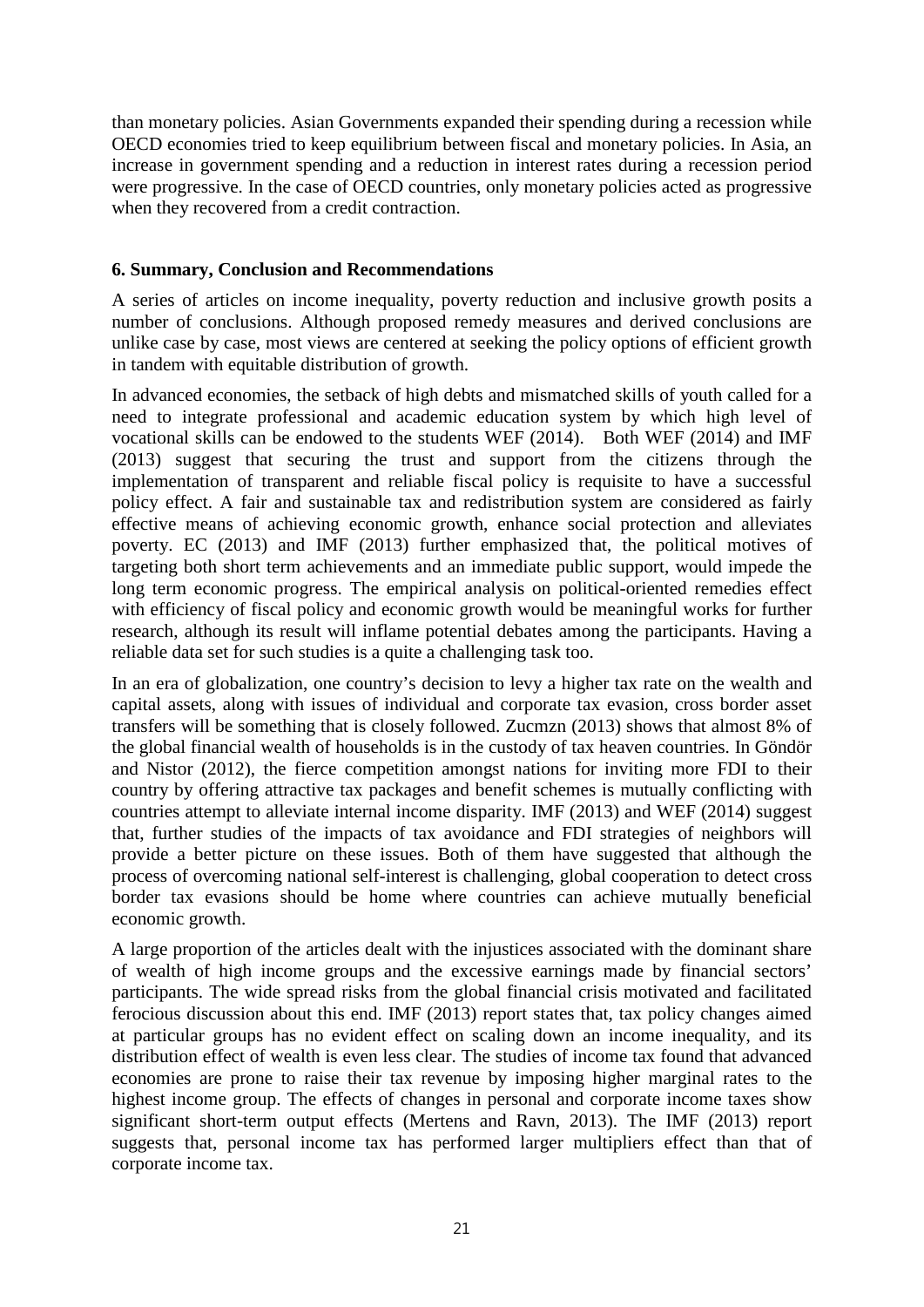than monetary policies. Asian Governments expanded their spending during a recession while OECD economies tried to keep equilibrium between fiscal and monetary policies. In Asia, an increase in government spending and a reduction in interest rates during a recession period were progressive. In the case of OECD countries, only monetary policies acted as progressive when they recovered from a credit contraction.

## 6. Summary, Conclusion and Recommendations

A series of articles on income inequality, poverty reduction and inclusive growth posits a number of conclusions. Although proposed remedy measures and derived conclusions are unlike case by case, most views are centered at seeking the policy options of efficient growth in tandem with equitable distribution of growth.

In advanced economies, the setback of high debts and mismatched skills of youth called for a need to integrate professional and academic education system by which high level of vocational skills can be endowed to the students WEF (2014). Both WEF (2014) and IMF (2013) suggest that securing the trust and support from the citizens through the implementation of transparent and reliable fiscal policy is requisite to have a successful policy effect. A fair and sustainable tax and redistribution system are considered as fairly effective means of achieving economic growth, enhance social protection and alleviates poverty. EC (2013) and IMF (2013) further emphasized that, the political motives of targeting both short term achievements and an immediate public support, would impede the long term economic progress. The empirical analysis on political-oriented remedies effect with efficiency of fiscal policy and economic growth would be meaningful works for further research, although its result will inflame potential debates among the participants. Having a reliable data set for such studies is a quite a challenging task too.

In an era of globalization, one country's decision to levy a higher tax rate on the wealth and capital assets, along with issues of individual and corporate tax evasion, cross border asset transfers will be something that is closely followed. Zucmzn (2013) shows that almost 8% of the global financial wealth of households is in the custody of tax heaven countries. In Göndör and Nistor (2012), the fierce competition amongst nations for inviting more FDI to their country by offering attractive tax packages and benefit schemes is mutually conflicting with countries attempt to alleviate internal income disparity. IMF (2013) and WEF (2014) suggest that, further studies of the impacts of tax avoidance and FDI strategies of neighbors will provide a better picture on these issues. Both of them have suggested that although the process of overcoming national self-interest is challenging, global cooperation to detect cross border tax evasions should be home where countries can achieve mutually beneficial economic growth.

A large proportion of the articles dealt with the injustices associated with the dominant share of wealth of high income groups and the excessive earnings made by financial sectors' participants. The wide spread risks from the global financial crisis motivated and facilitated ferocious discussion about this end. IMF (2013) report states that, tax policy changes aimed at particular groups has no evident effect on scaling down an income inequality, and its distribution effect of wealth is even less clear. The studies of income tax found that advanced economies are prone to raise their tax revenue by imposing higher marginal rates to the highest income group. The effects of changes in personal and corporate income taxes show significant short-term output effects (Mertens and Ravn, 2013). The IMF (2013) report suggests that, personal income tax has performed larger multipliers effect than that of corporate income tax.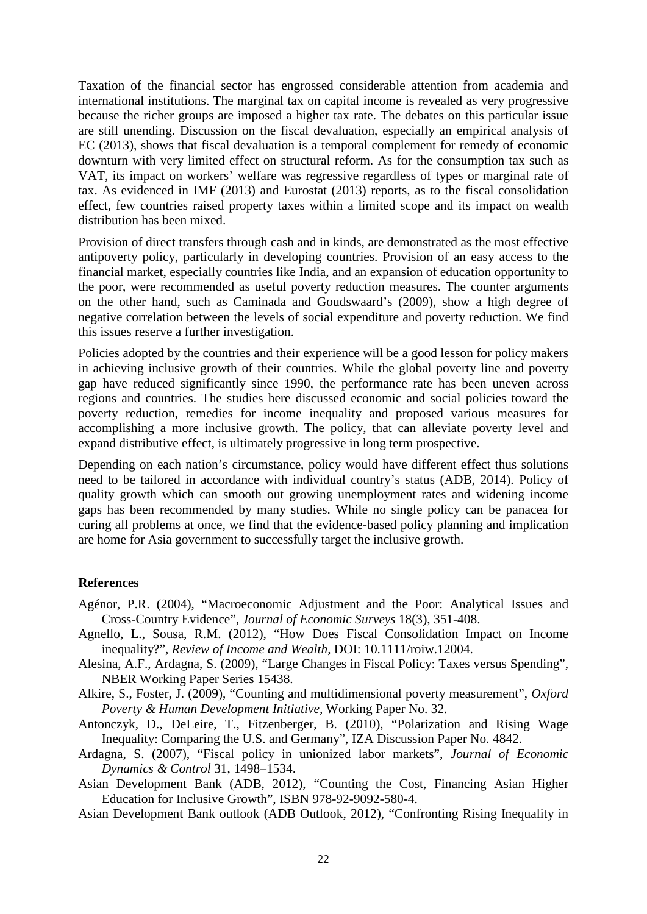Taxation of the financial sector has engrossed considerable attention from academia and international institutions. The marginal tax on capital income is revealed as very progressive because the richer groups are imposed a higher tax rate. The debates on this particular issue are still unending. Discussion on the fiscal devaluation, especially an empirical analysis of EC (2013), shows that fiscal devaluation is a temporal complement for remedy of economic downturn with very limited effect on structural reform. As for the consumption tax such as VAT, its impact on workers' welfare was regressive regardless of types or marginal rate of tax. As evidenced in IMF (2013) and Eurostat (2013) reports, as to the fiscal consolidation effect, few countries raised property taxes within a limited scope and its impact on wealth distribution has been mixed.

Provision of direct transfers through cash and in kinds, are demonstrated as the most effective antipoverty policy, particularly in developing countries. Provision of an easy access to the financial market, especially countries like India, and an expansion of education opportunity to the poor, were recommended as useful poverty reduction measures. The counter arguments on the other hand, such as Caminada and Goudswaard's (2009), show a high degree of negative correlation between the levels of social expenditure and poverty reduction. We find this issues reserve a further investigation.

Policies adopted by the countries and their experience will be a good lesson for policy makers in achieving inclusive growth of their countries. While the global poverty line and poverty gap have reduced significantly since 1990, the performance rate has been uneven across regions and countries. The studies here discussed economic and social policies toward the poverty reduction, remedies for income inequality and proposed various measures for accomplishing a more inclusive growth. The policy, that can alleviate poverty level and expand distributive effect, is ultimately progressive in long term prospective.

Depending on each nation's circumstance, policy would have different effect thus solutions need to be tailored in accordance with individual country's status (ADB, 2014). Policy of quality growth which can smooth out growing unemployment rates and widening income gaps has been recommended by many studies. While no single policy can be panacea for curing all problems at once, we find that the evidence-based policy planning and implication are home for Asia government to successfully target the inclusive growth.

## References

Agénor, P.R. (2004), "Macroeconomic Adjustment and the Poor: Analytical Issues and Cross-Country Evidence", *Journal of Economic Surveys* 18(3), 351-408.

Agnello, L., Sousa, R.M. (2012), "How Does Fiscal Consolidation Impact on Income inequality?", *Review of Income and Wealth,* DOI: 10.1111/roiw.12004.

Alesina, A.F., Ardagna, S. (2009), "Large Changes in Fiscal Policy: Taxes versus Spending", NBER Working Paper Series 15438.

Alkire, S., Foster, J. (2009), "Counting and multidimensional poverty measurement", *Oxford Poverty & Human Development Initiative,* Working Paper No. 32.

Antonczyk, D., DeLeire, T., Fitzenberger, B. (2010), "Polarization and Rising Wage Inequality: Comparing the U.S. and Germany", IZA Discussion Paper No. 4842.

Ardagna, S. (2007), "Fiscal policy in unionized labor markets", *Journal of Economic Dynamics & Control* 31, 1498–1534.

Asian Development Bank (ADB, 2012), "Counting the Cost, Financing Asian Higher Education for Inclusive Growth", ISBN 978-92-9092-580-4.

Asian Development Bank outlook (ADB Outlook, 2012), "Confronting Rising Inequality in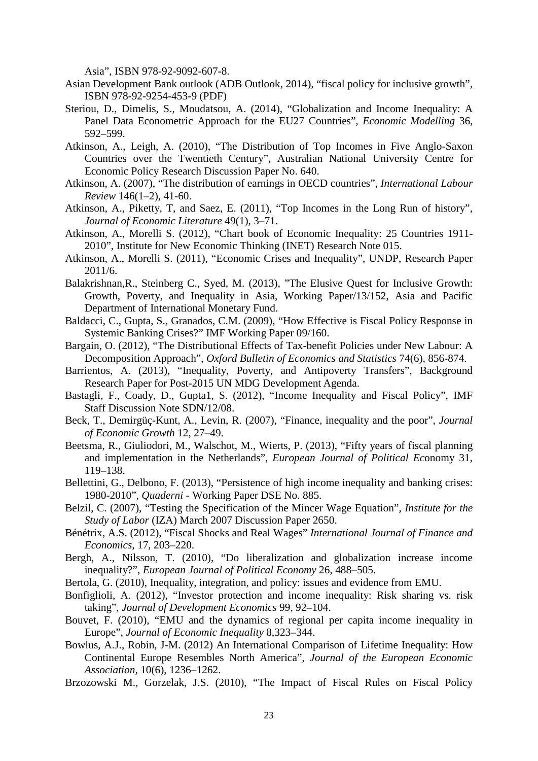Asia", ISBN 978-92-9092-607-8.

Asian Development Bank outlook (ADB Outlook, 2014), "fiscal policy for inclusive growth", ISBN 978-92-9254-453-9 (PDF)

Steriou, D., Dimelis, S., Moudatsou, A. (2014), "Globalization and Income Inequality: A Panel Data Econometric Approach for the EU27 Countries", *Economic Modelling* 36, 592–599.

Atkinson, A., Leigh, A. (2010), "The Distribution of Top Incomes in Five Anglo-Saxon Countries over the Twentieth Century", Australian National University Centre for Economic Policy Research Discussion Paper No. 640.

Atkinson, A. (2007), "The distribution of earnings in OECD countries", *International Labour Review* 146(1–2), 41-60.

Atkinson, A., Piketty, T, and Saez, E. (2011), "Top Incomes in the Long Run of history", *Journal of Economic Literature* 49(1), 3–71.

Atkinson, A., Morelli S. (2012), "Chart book of Economic Inequality: 25 Countries 1911-2010", Institute for New Economic Thinking (INET) Research Note 015.

Atkinson, A., Morelli S. (2011), "Economic Crises and Inequality", UNDP, Research Paper 2011/6.

Balakrishnan,R., Steinberg C., Syed, M. (2013), "The Elusive Quest for Inclusive Growth: Growth, Poverty, and Inequality in Asia, Working Paper/13/152, Asia and Pacific Department of International Monetary Fund.

Baldacci, C., Gupta, S., Granados, C.M. (2009), "How Effective is Fiscal Policy Response in Systemic Banking Crises?" IMF Working Paper 09/160.

Bargain, O. (2012), "The Distributional Effects of Tax-benefit Policies under New Labour: A Decomposition Approach", *Oxford Bulletin of Economics and Statistics* 74(6), 856-874.

Barrientos, A. (2013), "Inequality, Poverty, and Antipoverty Transfers", Background Research Paper for Post-2015 UN MDG Development Agenda.

Bastagli, F., Coady, D., Gupta1, S. (2012), "Income Inequality and Fiscal Policy", IMF Staff Discussion Note SDN/12/08.

Beck, T., Demirgüç-Kunt, A., Levin, R. (2007), "Finance, inequality and the poor", *Journal of Economic Growth* 12, 27–49.

Beetsma, R., Giuliodori, M., Walschot, M., Wierts, P. (2013), "Fifty years of fiscal planning and implementation in the Netherlands", *European Journal of Political Ec*onomy 31, 119–138.

Bellettini, G., Delbono, F. (2013), "Persistence of high income inequality and banking crises: 1980-2010", *Quaderni* - Working Paper DSE No. 885.

Belzil, C. (2007), "Testing the Specification of the Mincer Wage Equation", *Institute for the Study of Labor* (IZA) March 2007 Discussion Paper 2650.

Bénétrix, A.S. (2012), "Fiscal Shocks and Real Wages" *International Journal of Finance and Economics*, 17, 203–220.

Bergh, A., Nilsson, T. (2010), "Do liberalization and globalization increase income inequality?", *European Journal of Political Economy* 26, 488–505.

Bertola, G. (2010), Inequality, integration, and policy: issues and evidence from EMU.

Bonfiglioli, A. (2012), "Investor protection and income inequality: Risk sharing vs. risk taking", *Journal of Development Economics* 99, 92–104.

Bouvet, F. (2010), "EMU and the dynamics of regional per capita income inequality in Europe", *Journal of Economic Inequality* 8,323–344.

Bowlus, A.J., Robin, J-M. (2012) An International Comparison of Lifetime Inequality: How Continental Europe Resembles North America", *Journal of the European Economic Association*, 10(6), 1236–1262.

Brzozowski M., Gorzelak, J.S. (2010), "The Impact of Fiscal Rules on Fiscal Policy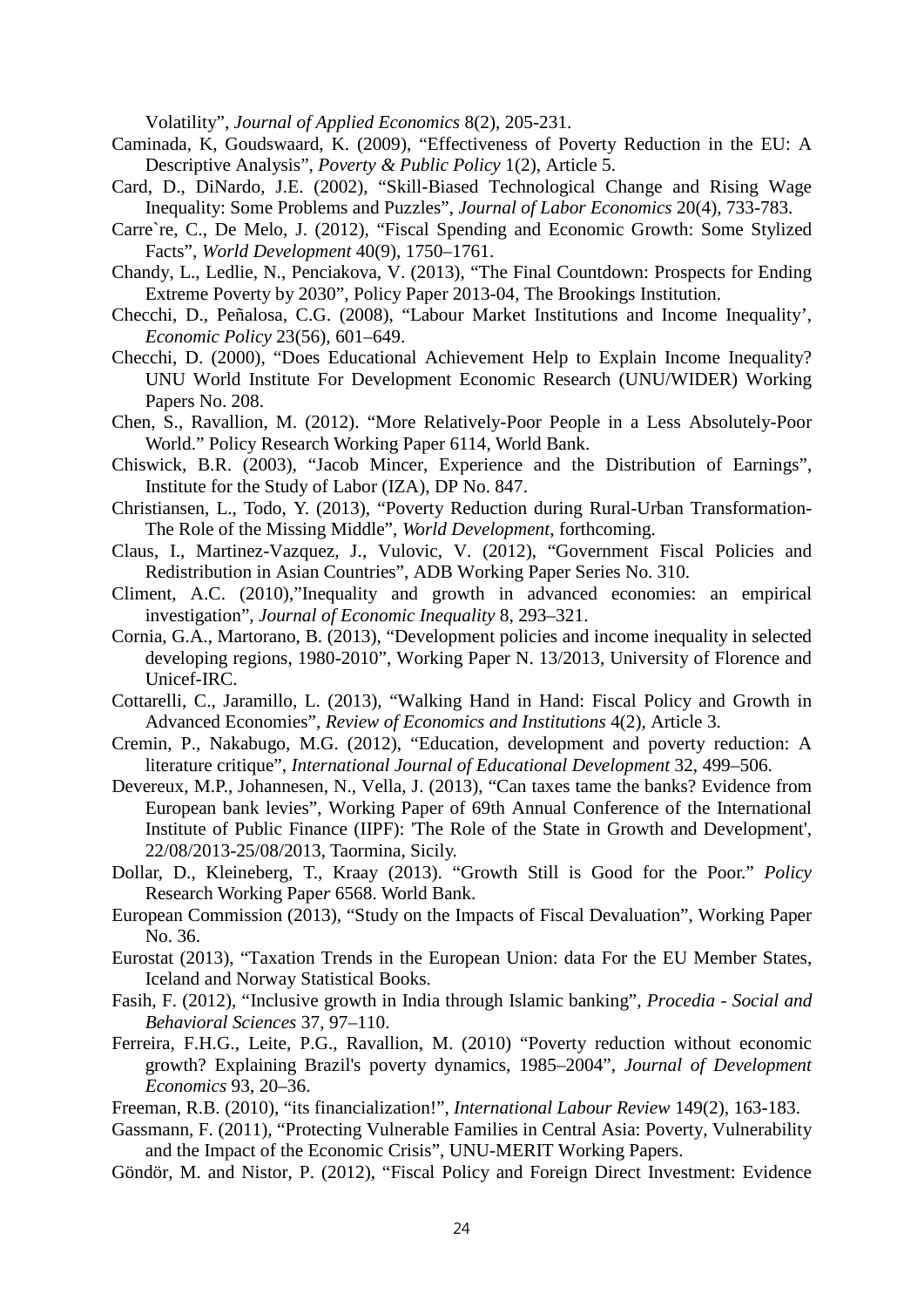Volatility", *Journal of Applied Economics* 8(2), 205-231.

Caminada, K, Goudswaard, K. (2009), "Effectiveness of Poverty Reduction in the EU: A Descriptive Analysis", *Poverty & Public Policy* 1(2), Article 5.

Card, D., DiNardo, J.E. (2002), "Skill-Biased Technological Change and Rising Wage Inequality: Some Problems and Puzzles", *Journal of Labor Economics* 20(4), 733-783.

Carre`re, C., De Melo, J. (2012), "Fiscal Spending and Economic Growth: Some Stylized Facts", *World Development* 40(9), 1750–1761.

Chandy, L., Ledlie, N., Penciakova, V. (2013), "The Final Countdown: Prospects for Ending Extreme Poverty by 2030", Policy Paper 2013-04, The Brookings Institution.

Checchi, D., Peñalosa, C.G. (2008), "Labour Market Institutions and Income Inequality', *Economic Policy* 23(56), 601–649.

Checchi, D. (2000), "Does Educational Achievement Help to Explain Income Inequality? UNU World Institute For Development Economic Research (UNU/WIDER) Working Papers No. 208.

Chen, S., Ravallion, M. (2012). "More Relatively-Poor People in a Less Absolutely-Poor World." Policy Research Working Paper 6114, World Bank.

Chiswick, B.R. (2003), "Jacob Mincer, Experience and the Distribution of Earnings", Institute for the Study of Labor (IZA), DP No. 847.

Christiansen, L., Todo, Y. (2013), "Poverty Reduction during Rural-Urban Transformation-The Role of the Missing Middle", *World Development*, forthcoming.

Claus, I., Martinez-Vazquez, J., Vulovic, V. (2012), "Government Fiscal Policies and Redistribution in Asian Countries", ADB Working Paper Series No. 310.

Climent, A.C. (2010),"Inequality and growth in advanced economies: an empirical investigation", *Journal of Economic Inequality* 8, 293–321.

Cornia, G.A., Martorano, B. (2013), "Development policies and income inequality in selected developing regions, 1980-2010", Working Paper N. 13/2013, University of Florence and Unicef-IRC.

Cottarelli, C., Jaramillo, L. (2013), "Walking Hand in Hand: Fiscal Policy and Growth in Advanced Economies", *Review of Economics and Institutions* 4(2), Article 3.

Cremin, P., Nakabugo, M.G. (2012), "Education, development and poverty reduction: A literature critique", *International Journal of Educational Development* 32, 499–506.

Devereux, M.P., Johannesen, N., Vella, J. (2013), "Can taxes tame the banks? Evidence from European bank levies", Working Paper of 69th Annual Conference of the International Institute of Public Finance (IIPF): 'The Role of the State in Growth and Development', 22/08/2013-25/08/2013, Taormina, Sicily.

Dollar, D., Kleineberg, T., Kraay (2013). "Growth Still is Good for the Poor." *Policy* Research Working Pap*er* 6568. World Bank.

European Commission (2013), "Study on the Impacts of Fiscal Devaluation", Working Paper No. 36.

Eurostat (2013), "Taxation Trends in the European Union: data For the EU Member States, Iceland and Norway Statistical Books.

Fasih, F. (2012), "Inclusive growth in India through Islamic banking", *Procedia - Social and Behavioral Sciences* 37, 97–110.

Ferreira, F.H.G., Leite, P.G., Ravallion, M. (2010) "Poverty reduction without economic growth? Explaining Brazil's poverty dynamics, 1985–2004", *Journal of Development Economics* 93, 20–36.

Freeman, R.B. (2010), "its financialization!", *International Labour Review* 149(2), 163-183.

Gassmann, F. (2011), "Protecting Vulnerable Families in Central Asia: Poverty, Vulnerability and the Impact of the Economic Crisis", UNU-MERIT Working Papers.

Göndör, M. and Nistor, P. (2012), "Fiscal Policy and Foreign Direct Investment: Evidence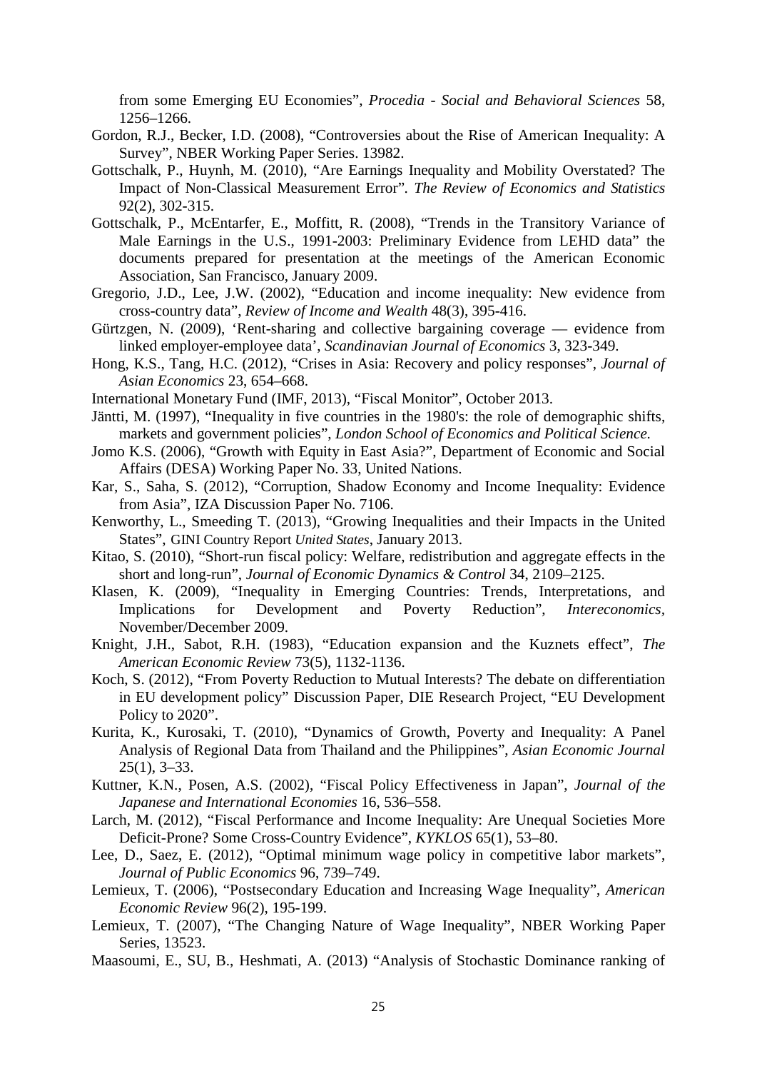from some Emerging EU Economies", *Procedia - Social and Behavioral Sciences* 58, 1256–1266.

Gordon, R.J., Becker, I.D. (2008), "Controversies about the Rise of American Inequality: A Survey", NBER Working Paper Series. 13982.

Gottschalk, P., Huynh, M. (2010), "Are Earnings Inequality and Mobility Overstated? The Impact of Non-Classical Measurement Error". *The Review of Economics and Statistics* 92(2), 302-315.

Gottschalk, P., McEntarfer, E., Moffitt, R. (2008), "Trends in the Transitory Variance of Male Earnings in the U.S., 1991-2003: Preliminary Evidence from LEHD data" the documents prepared for presentation at the meetings of the American Economic Association, San Francisco, January 2009.

Gregorio, J.D., Lee, J.W. (2002), "Education and income inequality: New evidence from cross-country data", *Review of Income and Wealth* 48(3), 395-416.

Gürtzgen, N. (2009), 'Rent-sharing and collective bargaining coverage — evidence from linked employer-employee data', *Scandinavian Journal of Economics* 3, 323-349.

Hong, K.S., Tang, H.C. (2012), "Crises in Asia: Recovery and policy responses", *Journal of Asian Economics* 23, 654–668.

International Monetary Fund (IMF, 2013), "Fiscal Monitor", October 2013.

Jäntti, M. (1997), "Inequality in five countries in the 1980's: the role of demographic shifts, markets and government policies", *London School of Economics and Political Science.*

Jomo K.S. (2006), "Growth with Equity in East Asia?", Department of Economic and Social Affairs (DESA) Working Paper No. 33, United Nations.

Kar, S., Saha, S. (2012), "Corruption, Shadow Economy and Income Inequality: Evidence from Asia", IZA Discussion Paper No. 7106.

Kenworthy, L., Smeeding T. (2013), "Growing Inequalities and their Impacts in the United States", GINI Country Report *United States*, January 2013.

Kitao, S. (2010), "Short-run fiscal policy: Welfare, redistribution and aggregate effects in the short and long-run", *Journal of Economic Dynamics & Control* 34, 2109–2125.

Klasen, K. (2009), "Inequality in Emerging Countries: Trends, Interpretations, and Implications for Development and Poverty Reduction", *Intereconomics*, November/December 2009.

Knight, J.H., Sabot, R.H. (1983), "Education expansion and the Kuznets effect", *The American Economic Review* 73(5), 1132-1136.

Koch, S. (2012), "From Poverty Reduction to Mutual Interests? The debate on differentiation in EU development policy" Discussion Paper, DIE Research Project, "EU Development Policy to 2020".

Kurita, K., Kurosaki, T. (2010), "Dynamics of Growth, Poverty and Inequality: A Panel Analysis of Regional Data from Thailand and the Philippines", *Asian Economic Journal* 25(1), 3–33.

Kuttner, K.N., Posen, A.S. (2002), "Fiscal Policy Effectiveness in Japan", *Journal of the Japanese and International Economies* 16, 536–558.

Larch, M. (2012), "Fiscal Performance and Income Inequality: Are Unequal Societies More Deficit-Prone? Some Cross-Country Evidence", *KYKLOS* 65(1), 53–80.

Lee, D., Saez, E. (2012), "Optimal minimum wage policy in competitive labor markets", *Journal of Public Economics* 96, 739–749.

Lemieux, T. (2006), "Postsecondary Education and Increasing Wage Inequality", *American Economic Review* 96(2), 195-199.

Lemieux, T. (2007), "The Changing Nature of Wage Inequality", NBER Working Paper Series, 13523.

Maasoumi, E., SU, B., Heshmati, A. (2013) "Analysis of Stochastic Dominance ranking of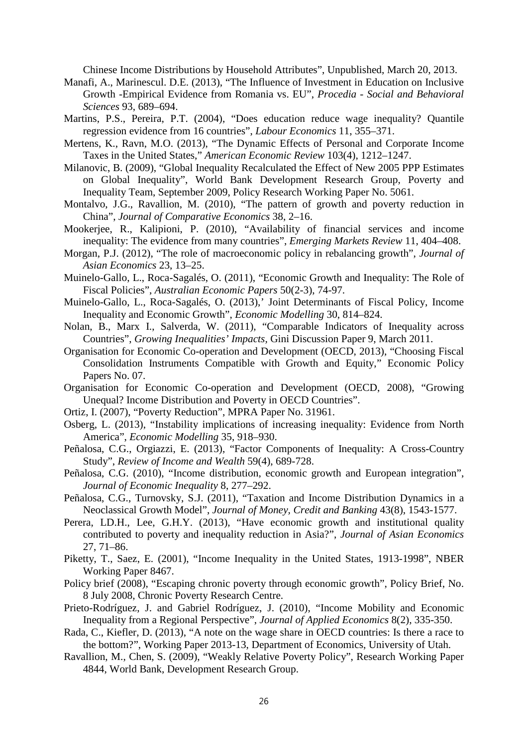Chinese Income Distributions by Household Attributes", Unpublished, March 20, 2013.

Manafi, A., Marinescul. D.E. (2013), "The Influence of Investment in Education on Inclusive Growth -Empirical Evidence from Romania vs. EU", *Procedia - Social and Behavioral Sciences* 93, 689–694.

Martins, P.S., Pereira, P.T. (2004), "Does education reduce wage inequality? Quantile regression evidence from 16 countries", *Labour Economics* 11, 355–371.

Mertens, K., Ravn, M.O. (2013), "The Dynamic Effects of Personal and Corporate Income Taxes in the United States," *American Economic Review* 103(4), 1212–1247.

Milanovic, B. (2009), "Global Inequality Recalculated the Effect of New 2005 PPP Estimates on Global Inequality", World Bank Development Research Group, Poverty and Inequality Team, September 2009, Policy Research Working Paper No. 5061.

Montalvo, J.G., Ravallion, M. (2010), "The pattern of growth and poverty reduction in China", *Journal of Comparative Economics* 38, 2–16.

Mookerjee, R., Kalipioni, P. (2010), "Availability of financial services and income inequality: The evidence from many countries", *Emerging Markets Review* 11, 404–408.

Morgan, P.J. (2012), "The role of macroeconomic policy in rebalancing growth", *Journal of Asian Economics* 23, 13–25.

Muinelo-Gallo, L., Roca-Sagalés, O. (2011), "Economic Growth and Inequality: The Role of Fiscal Policies", *Australian Economic Papers* 50(2-3), 74-97.

Muinelo-Gallo, L., Roca-Sagalés, O. (2013),' Joint Determinants of Fiscal Policy, Income Inequality and Economic Growth", *Economic Modelling* 30, 814–824.

Nolan, B., Marx I., Salverda, W. (2011), "Comparable Indicators of Inequality across Countries", *Growing Inequalities' Impacts*, Gini Discussion Paper 9, March 2011.

Organisation for Economic Co-operation and Development (OECD, 2013), "Choosing Fiscal Consolidation Instruments Compatible with Growth and Equity," Economic Policy Papers No. 07.

Organisation for Economic Co-operation and Development (OECD, 2008), "Growing Unequal? Income Distribution and Poverty in OECD Countries".

Ortiz, I. (2007), "Poverty Reduction", MPRA Paper No. 31961.

Osberg, L. (2013), "Instability implications of increasing inequality: Evidence from North America", *Economic Modelling* 35, 918–930.

Peñalosa, C.G., Orgiazzi, E. (2013), "Factor Components of Inequality: A Cross-Country Study", *Review of Income and Wealth* 59(4), 689-728.

Peñalosa, C.G. (2010), "Income distribution, economic growth and European integration", *Journal of Economic Inequality* 8, 277–292.

Peñalosa, C.G., Turnovsky, S.J. (2011), "Taxation and Income Distribution Dynamics in a Neoclassical Growth Model", *Journal of Money, Credit and Banking* 43(8), 1543-1577.

Perera, LD.H., Lee, G.H.Y. (2013), "Have economic growth and institutional quality contributed to poverty and inequality reduction in Asia?", *Journal of Asian Economics* 27, 71–86.

Piketty, T., Saez, E. (2001), "Income Inequality in the United States, 1913-1998", NBER Working Paper 8467.

Policy brief (2008), "Escaping chronic poverty through economic growth", Policy Brief, No. 8 July 2008, Chronic Poverty Research Centre.

Prieto-Rodríguez, J. and Gabriel Rodríguez, J. (2010), "Income Mobility and Economic Inequality from a Regional Perspective", *Journal of Applied Economics* 8(2), 335-350.

Rada, C., Kiefler, D. (2013), "A note on the wage share in OECD countries: Is there a race to the bottom?", Working Paper 2013-13, Department of Economics, University of Utah.

Ravallion, M., Chen, S. (2009), "Weakly Relative Poverty Policy", Research Working Paper 4844, World Bank, Development Research Group.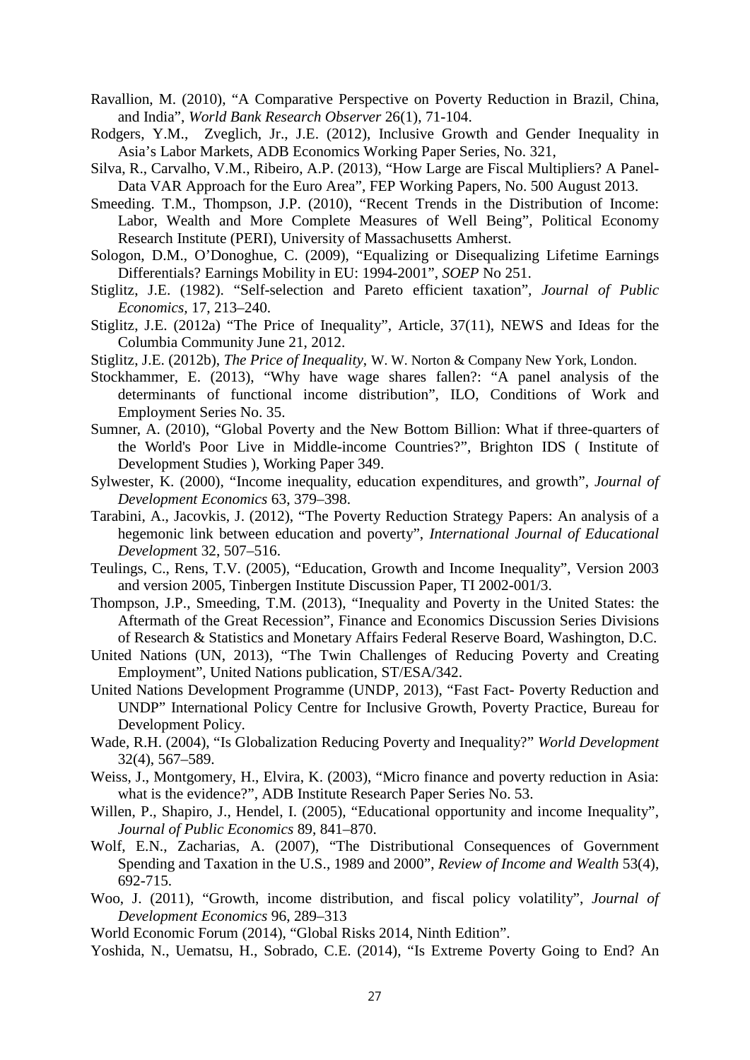Ravallion, M. (2010), "A Comparative Perspective on Poverty Reduction in Brazil, China, and India", *World Bank Research Observer* 26(1), 71-104.

Rodgers, Y.M., Zveglich, Jr., J.E. (2012), Inclusive Growth and Gender Inequality in Asia's Labor Markets, ADB Economics Working Paper Series, No. 321,

Silva, R., Carvalho, V.M., Ribeiro, A.P. (2013), "How Large are Fiscal Multipliers? A Panel-Data VAR Approach for the Euro Area", FEP Working Papers, No. 500 August 2013.

Smeeding. T.M., Thompson, J.P. (2010), "Recent Trends in the Distribution of Income: Labor, Wealth and More Complete Measures of Well Being", Political Economy Research Institute (PERI), University of Massachusetts Amherst.

Sologon, D.M., O'Donoghue, C. (2009), "Equalizing or Disequalizing Lifetime Earnings Differentials? Earnings Mobility in EU: 1994-2001", *SOEP* No 251.

Stiglitz, J.E. (1982). "Self-selection and Pareto efficient taxation", *Journal of Public Economics*, 17, 213–240.

Stiglitz, J.E. (2012a) "The Price of Inequality", Article, 37(11), NEWS and Ideas for the Columbia Community June 21, 2012.

Stiglitz, J.E. (2012b), *The Price of Inequality*, W. W. Norton & Company New York, London.

Stockhammer, E. (2013), "Why have wage shares fallen?: "A panel analysis of the determinants of functional income distribution", ILO, Conditions of Work and Employment Series No. 35.

Sumner, A. (2010), "Global Poverty and the New Bottom Billion: What if three-quarters of the World's Poor Live in Middle-income Countries?", Brighton IDS ( Institute of Development Studies ), Working Paper 349.

Sylwester, K. (2000), "Income inequality, education expenditures, and growth", *Journal of Development Economics* 63, 379–398.

Tarabini, A., Jacovkis, J. (2012), "The Poverty Reduction Strategy Papers: An analysis of a hegemonic link between education and poverty", *International Journal of Educational Development* 32, 507–516.

Teulings, C., Rens, T.V. (2005), "Education, Growth and Income Inequality", Version 2003 and version 2005, Tinbergen Institute Discussion Paper, TI 2002-001/3.

Thompson, J.P., Smeeding, T.M. (2013), "Inequality and Poverty in the United States: the Aftermath of the Great Recession", Finance and Economics Discussion Series Divisions of Research & Statistics and Monetary Affairs Federal Reserve Board, Washington, D.C.

United Nations (UN, 2013), "The Twin Challenges of Reducing Poverty and Creating Employment", United Nations publication, ST/ESA/342.

United Nations Development Programme (UNDP, 2013), "Fast Fact- Poverty Reduction and UNDP" International Policy Centre for Inclusive Growth, Poverty Practice, Bureau for Development Policy.

Wade, R.H. (2004), "Is Globalization Reducing Poverty and Inequality?" *World Development* 32(4), 567–589.

Weiss, J., Montgomery, H., Elvira, K. (2003), "Micro finance and poverty reduction in Asia: what is the evidence?", ADB Institute Research Paper Series No. 53.

Willen, P., Shapiro, J., Hendel, I. (2005), "Educational opportunity and income Inequality", *Journal of Public Economics* 89, 841–870.

Wolf, E.N., Zacharias, A. (2007), "The Distributional Consequences of Government Spending and Taxation in the U.S., 1989 and 2000", *Review of Income and Wealth* 53(4), 692-715.

Woo, J. (2011), "Growth, income distribution, and fiscal policy volatility", *Journal of Development Economics* 96, 289–313

World Economic Forum (2014), "Global Risks 2014, Ninth Edition".

Yoshida, N., Uematsu, H., Sobrado, C.E. (2014), "Is Extreme Poverty Going to End? An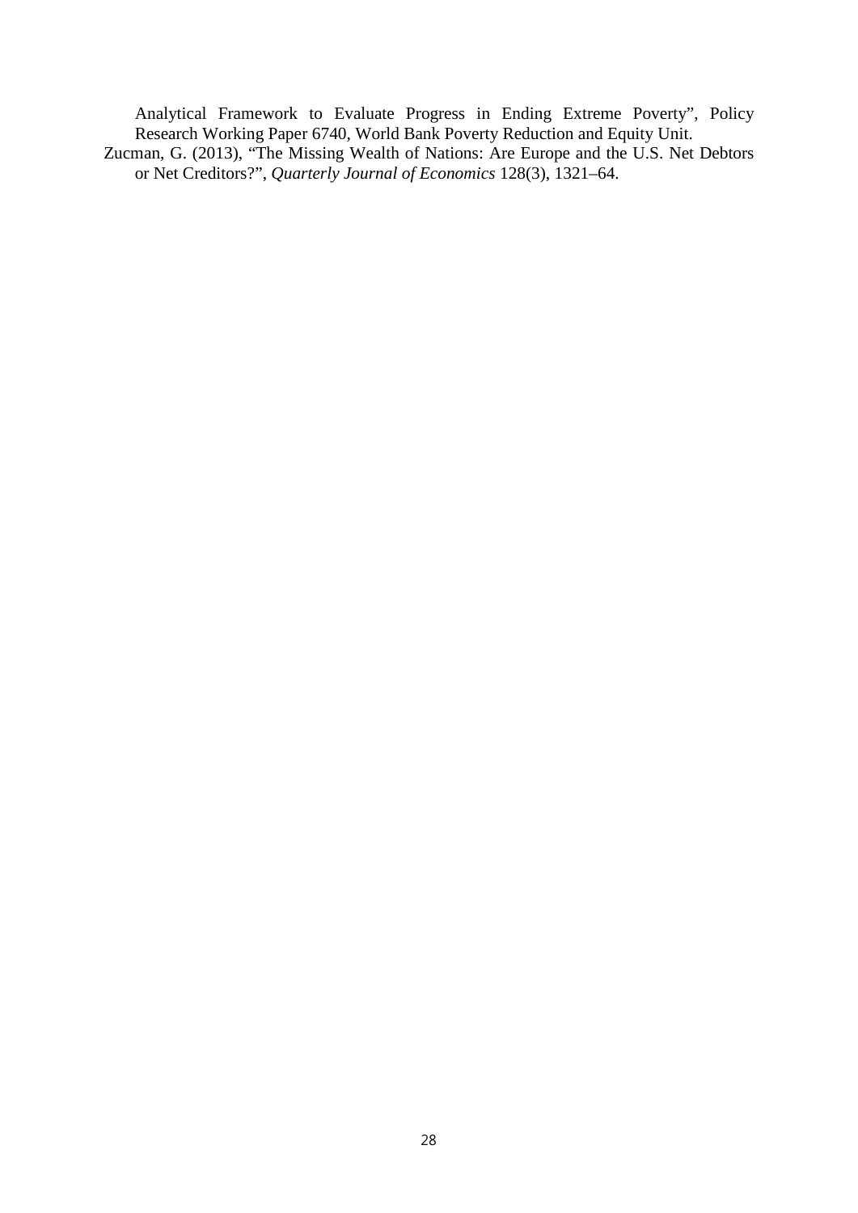Analytical Framework to Evaluate Progress in Ending Extreme Poverty", Policy Research Working Paper 6740, World Bank Poverty Reduction and Equity Unit.

Zucman, G. (2013), "The Missing Wealth of Nations: Are Europe and the U.S. Net Debtors or Net Creditors?", *Quarterly Journal of Economics* 128(3), 1321–64.